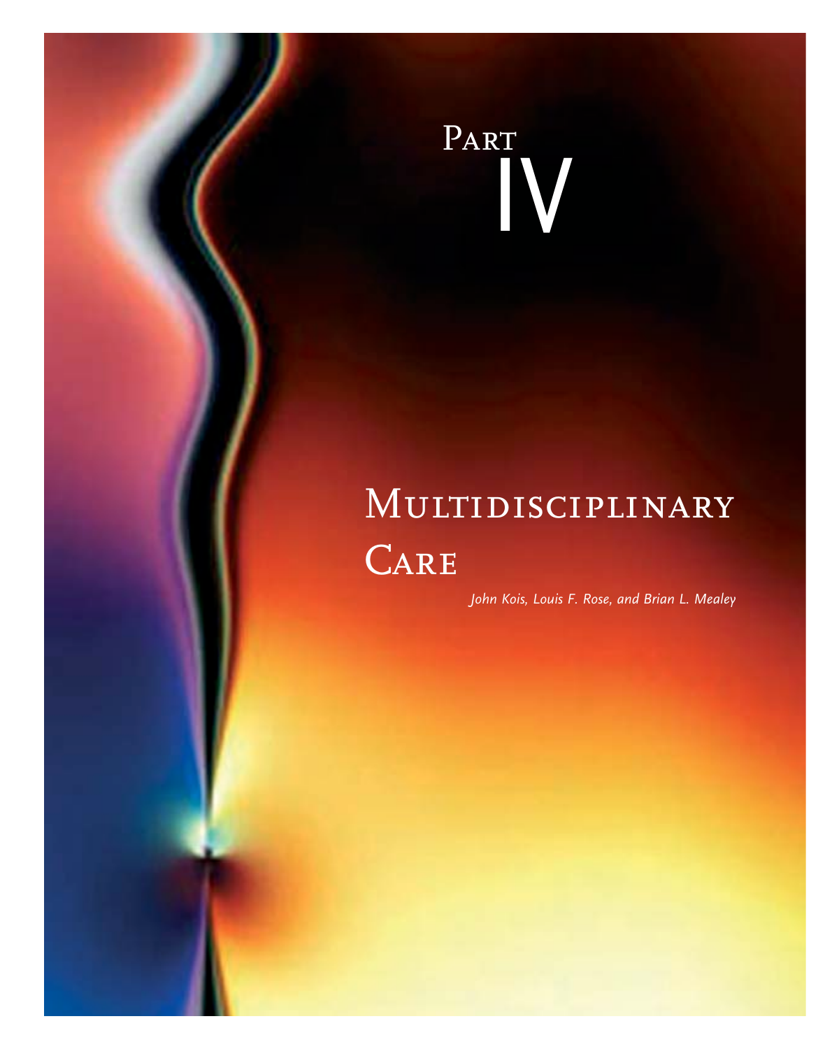# Part IV

# Multidisciplinary Care

*John Kois, Louis F. Rose, and Brian L. Mealey*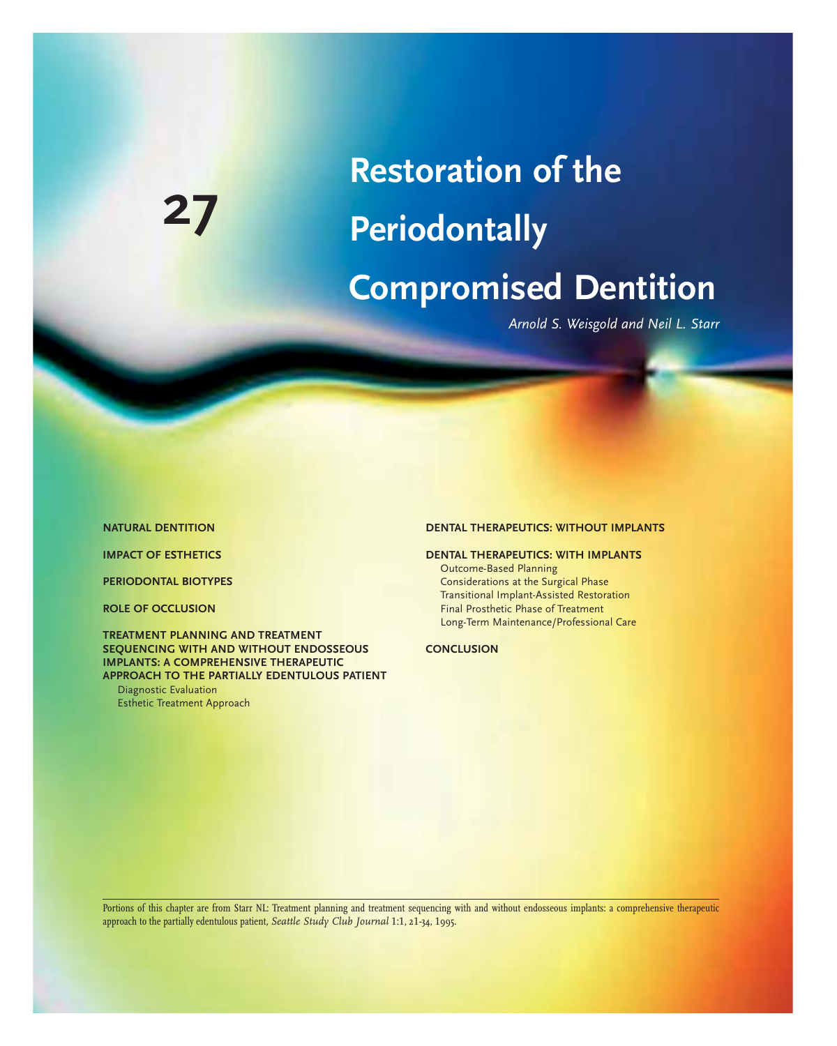# 27 Restoration of the Periodontally Compromised Dentition

*Arnold S. Weisgold and Neil L. Starr*

**NATURAL DENTITION**

**IMPACT OF ESTHETICS**

**PERIODONTAL BIOTYPES**

**ROLE OF OCCLUSION**

**TREATMENT PLANNING AND TREATMENT SEQUENCING WITH AND WITHOUT ENDOSSEOUS IMPLANTS: A COMPREHENSIVE THERAPEUTIC APPROACH TO THE PARTIALLY EDENTULOUS PATIENT**

- Diagnostic Evaluation
- Esthetic Treatment Approach

**DENTAL THERAPEUTICS: WITHOUT IMPLANTS**

**DENTAL THERAPEUTICS: WITH IMPLANTS**

- Outcome-Based Planning
- Considerations at the Surgical Phase
- Transitional Implant-Assisted Restoration
- Final Prosthetic Phase of Treatment
- Long-Term Maintenance/Professional Care

**CONCLUSION**

---

Portions of this chapter are from Starr NL: Treatment planning and treatment sequencing with and without endosseous implants: a comprehensive therapeutic approach to the partially edentulous patient, *Seattle Study Club Journal* 1:1, 21-34, 1995.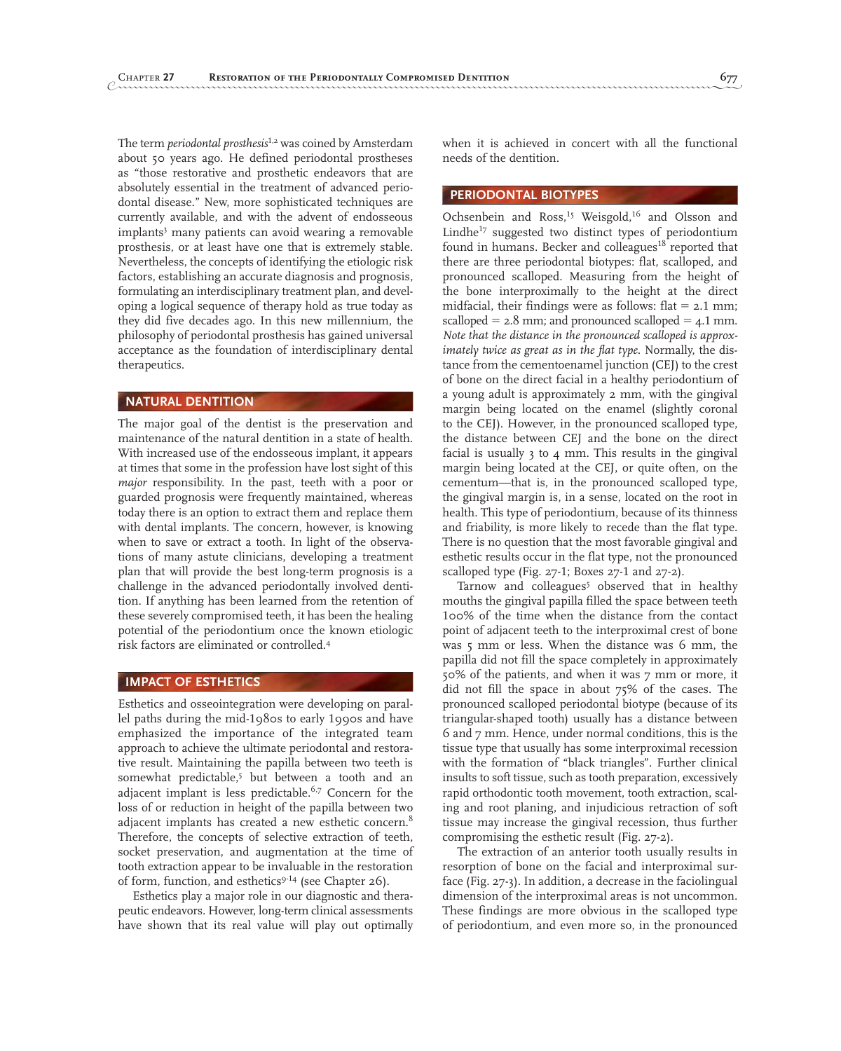The term *periodontal prosthesis*[1,2] was coined by Amsterdam about 50 years ago. He defined periodontal prostheses as "those restorative and prosthetic endeavors that are absolutely essential in the treatment of advanced periodontal disease." New, more sophisticated techniques are currently available, and with the advent of endosseous implants[3] many patients can avoid wearing a removable prosthesis, or at least have one that is extremely stable. Nevertheless, the concepts of identifying the etiologic risk factors, establishing an accurate diagnosis and prognosis, formulating an interdisciplinary treatment plan, and developing a logical sequence of therapy hold as true today as they did five decades ago. In this new millennium, the philosophy of periodontal prosthesis has gained universal acceptance as the foundation of interdisciplinary dental therapeutics.

## NATURAL DENTITION

The major goal of the dentist is the preservation and maintenance of the natural dentition in a state of health. With increased use of the endosseous implant, it appears at times that some in the profession have lost sight of this *major* responsibility. In the past, teeth with a poor or guarded prognosis were frequently maintained, whereas today there is an option to extract them and replace them with dental implants. The concern, however, is knowing when to save or extract a tooth. In light of the observations of many astute clinicians, developing a treatment plan that will provide the best long-term prognosis is a challenge in the advanced periodontally involved dentition. If anything has been learned from the retention of these severely compromised teeth, it has been the healing potential of the periodontium once the known etiologic risk factors are eliminated or controlled.[4]

## IMPACT OF ESTHETICS

Esthetics and osseointegration were developing on parallel paths during the mid-1980s to early 1990s and have emphasized the importance of the integrated team approach to achieve the ultimate periodontal and restorative result. Maintaining the papilla between two teeth is somewhat predictable,[5] but between a tooth and an adjacent implant is less predictable.[6,7] Concern for the loss of or reduction in height of the papilla between two adjacent implants has created a new esthetic concern.[8] Therefore, the concepts of selective extraction of teeth, socket preservation, and augmentation at the time of tooth extraction appear to be invaluable in the restoration of form, function, and esthetics[9-14] (see Chapter 26).

Esthetics play a major role in our diagnostic and therapeutic endeavors. However, long-term clinical assessments have shown that its real value will play out optimally when it is achieved in concert with all the functional needs of the dentition.

## PERIODONTAL BIOTYPES

Ochsenbein and Ross,[15] Weisgold,[16] and Olsson and Lindhe[17] suggested two distinct types of periodontium found in humans. Becker and colleagues[18] reported that there are three periodontal biotypes: flat, scalloped, and pronounced scalloped. Measuring from the height of the bone interproximally to the height at the direct midfacial, their findings were as follows: flat = 2.1 mm; scalloped = 2.8 mm; and pronounced scalloped = 4.1 mm. *Note that the distance in the pronounced scalloped is approximately twice as great as in the flat type.* Normally, the distance from the cementoenamel junction (CEJ) to the crest of bone on the direct facial in a healthy periodontium of a young adult is approximately 2 mm, with the gingival margin being located on the enamel (slightly coronal to the CEJ). However, in the pronounced scalloped type, the distance between CEJ and the bone on the direct facial is usually 3 to 4 mm. This results in the gingival margin being located at the CEJ, or quite often, on the cementum—that is, in the pronounced scalloped type, the gingival margin is, in a sense, located on the root in health. This type of periodontium, because of its thinness and friability, is more likely to recede than the flat type. There is no question that the most favorable gingival and esthetic results occur in the flat type, not the pronounced scalloped type (Fig. 27-1; Boxes 27-1 and 27-2).

Tarnow and colleagues[5] observed that in healthy mouths the gingival papilla filled the space between teeth 100% of the time when the distance from the contact point of adjacent teeth to the interproximal crest of bone was 5 mm or less. When the distance was 6 mm, the papilla did not fill the space completely in approximately 50% of the patients, and when it was 7 mm or more, it did not fill the space in about 75% of the cases. The pronounced scalloped periodontal biotype (because of its triangular-shaped tooth) usually has a distance between 6 and 7 mm. Hence, under normal conditions, this is the tissue type that usually has some interproximal recession with the formation of "black triangles". Further clinical insults to soft tissue, such as tooth preparation, excessively rapid orthodontic tooth movement, tooth extraction, scaling and root planing, and injudicious retraction of soft tissue may increase the gingival recession, thus further compromising the esthetic result (Fig. 27-2).

The extraction of an anterior tooth usually results in resorption of bone on the facial and interproximal surface (Fig. 27-3). In addition, a decrease in the faciolingual dimension of the interproximal areas is not uncommon. These findings are more obvious in the scalloped type of periodontium, and even more so, in the pronounced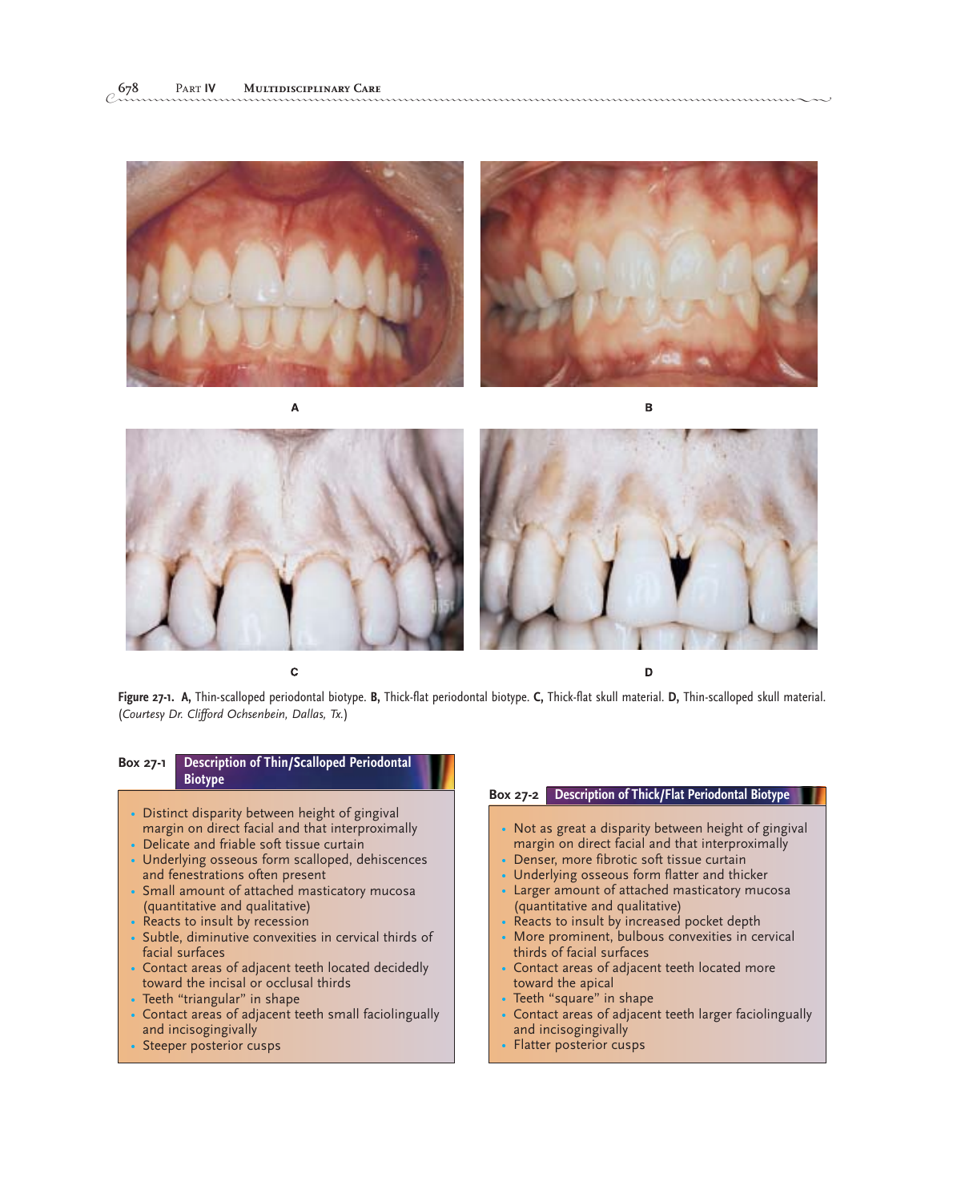A

B

C

D

**Figure 27-1.** **A,** Thin-scalloped periodontal biotype. **B,** Thick-flat periodontal biotype. **C,** Thick-flat skull material. **D,** Thin-scalloped skull material. (*Courtesy Dr. Clifford Ochsenbein, Dallas, Tx.*)

**Box 27-1 Description of Thin/Scalloped Periodontal Biotype**

- Distinct disparity between height of gingival margin on direct facial and that interproximally
- Delicate and friable soft tissue curtain
- Underlying osseous form scalloped, dehiscences and fenestrations often present
- Small amount of attached masticatory mucosa (quantitative and qualitative)
- Reacts to insult by recession
- Subtle, diminutive convexities in cervical thirds of facial surfaces
- Contact areas of adjacent teeth located decidedly toward the incisal or occlusal thirds
- Teeth "triangular" in shape
- Contact areas of adjacent teeth small faciolingually and incisogingivally
- Steeper posterior cusps

**Box 27-2 Description of Thick/Flat Periodontal Biotype**

- Not as great a disparity between height of gingival margin on direct facial and that interproximally
- Denser, more fibrotic soft tissue curtain
- Underlying osseous form flatter and thicker
- Larger amount of attached masticatory mucosa (quantitative and qualitative)
- Reacts to insult by increased pocket depth
- More prominent, bulbous convexities in cervical thirds of facial surfaces
- Contact areas of adjacent teeth located more toward the apical
- Teeth "square" in shape
- Contact areas of adjacent teeth larger faciolingually and incisogingivally
- Flatter posterior cusps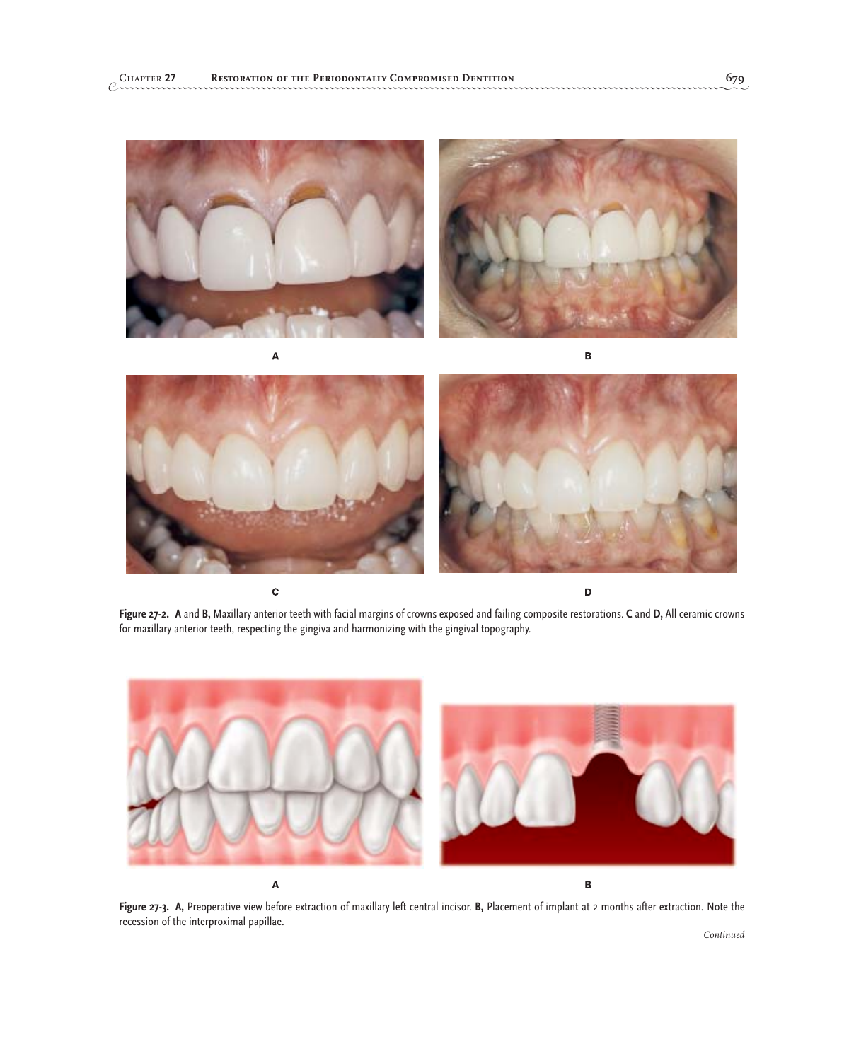**Figure 27-2.** **A** and **B,** Maxillary anterior teeth with facial margins of crowns exposed and failing composite restorations. **C** and **D,** All ceramic crowns for maxillary anterior teeth, respecting the gingiva and harmonizing with the gingival topography.

**Figure 27-3.** **A,** Preoperative view before extraction of maxillary left central incisor. **B,** Placement of implant at 2 months after extraction. Note the recession of the interproximal papillae.

*Continued*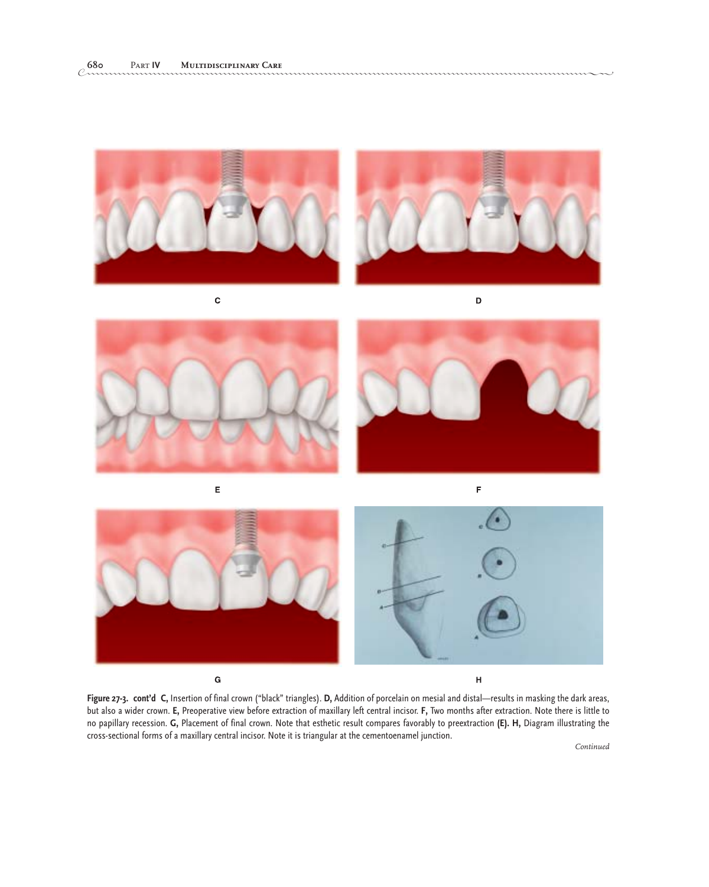**Figure 27-3. cont'd** **C,** Insertion of final crown ("black" triangles). **D,** Addition of porcelain on mesial and distal—results in masking the dark areas, but also a wider crown. **E,** Preoperative view before extraction of maxillary left central incisor. **F,** Two months after extraction. Note there is little to no papillary recession. **G,** Placement of final crown. Note that esthetic result compares favorably to preextraction **(E). H,** Diagram illustrating the cross-sectional forms of a maxillary central incisor. Note it is triangular at the cementoenamel junction.

*Continued*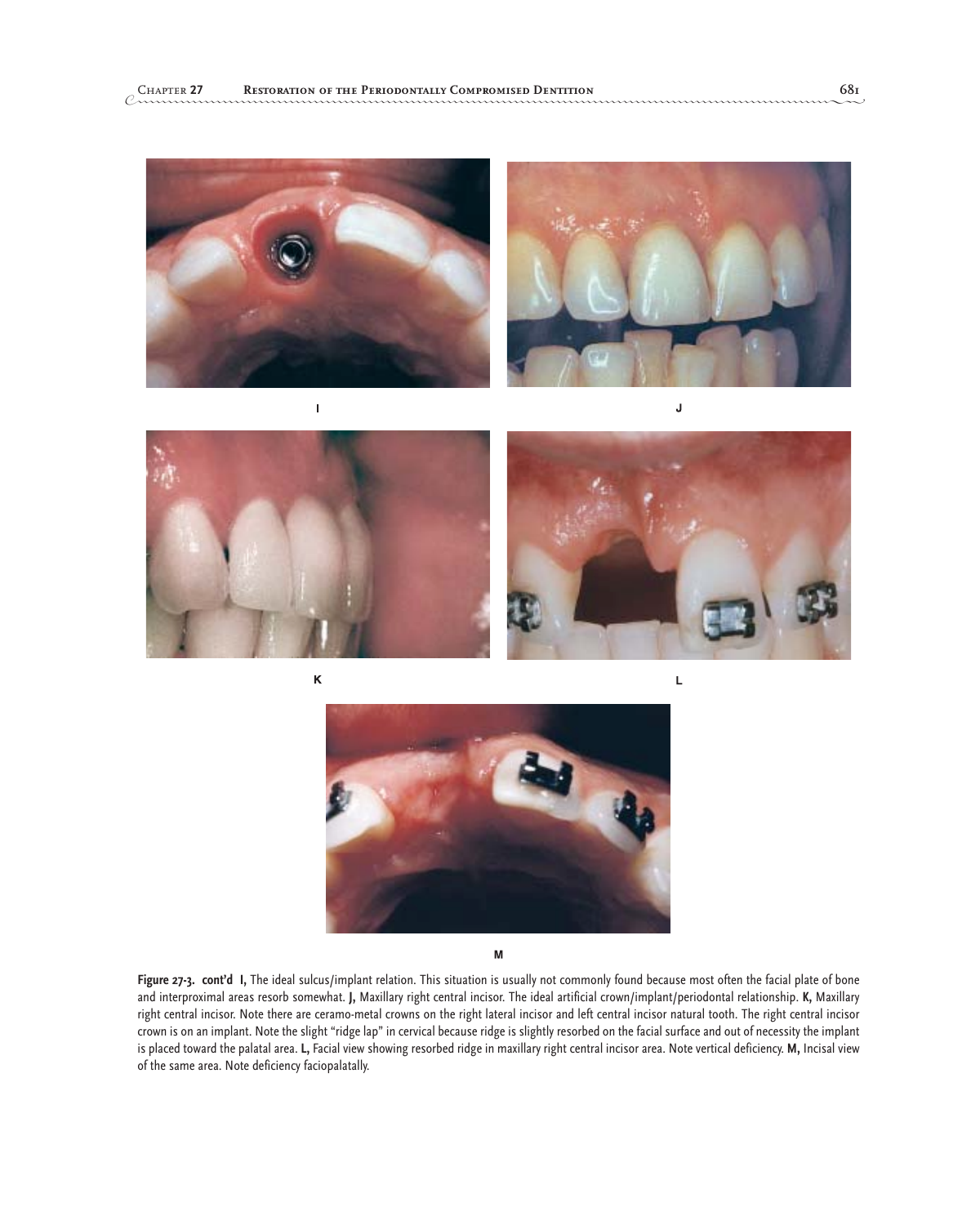I

J

K

L

M

**Figure 27-3. cont'd** **I,** The ideal sulcus/implant relation. This situation is usually not commonly found because most often the facial plate of bone and interproximal areas resorb somewhat. **J,** Maxillary right central incisor. The ideal artificial crown/implant/periodontal relationship. **K,** Maxillary right central incisor. Note there are ceramo-metal crowns on the right lateral incisor and left central incisor natural tooth. The right central incisor crown is on an implant. Note the slight "ridge lap" in cervical because ridge is slightly resorbed on the facial surface and out of necessity the implant is placed toward the palatal area. **L,** Facial view showing resorbed ridge in maxillary right central incisor area. Note vertical deficiency. **M,** Incisal view of the same area. Note deficiency faciopalatally.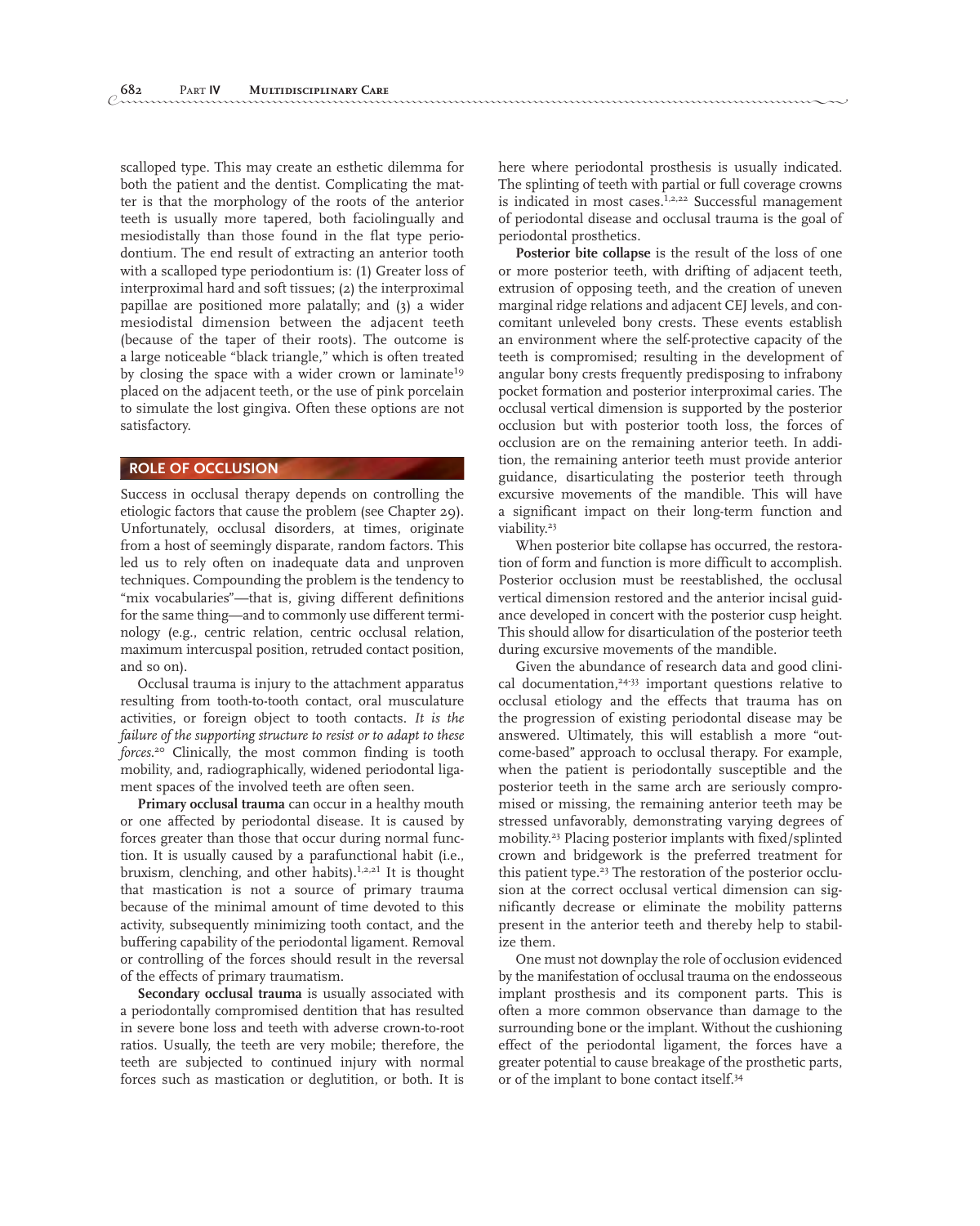scalloped type. This may create an esthetic dilemma for both the patient and the dentist. Complicating the matter is that the morphology of the roots of the anterior teeth is usually more tapered, both faciolingually and mesiodistally than those found in the flat type periodontium. The end result of extracting an anterior tooth with a scalloped type periodontium is: (1) Greater loss of interproximal hard and soft tissues; (2) the interproximal papillae are positioned more palatally; and (3) a wider mesiodistal dimension between the adjacent teeth (because of the taper of their roots). The outcome is a large noticeable "black triangle," which is often treated by closing the space with a wider crown or laminate[19] placed on the adjacent teeth, or the use of pink porcelain to simulate the lost gingiva. Often these options are not satisfactory.

## ROLE OF OCCLUSION

Success in occlusal therapy depends on controlling the etiologic factors that cause the problem (see Chapter 29). Unfortunately, occlusal disorders, at times, originate from a host of seemingly disparate, random factors. This led us to rely often on inadequate data and unproven techniques. Compounding the problem is the tendency to "mix vocabularies"—that is, giving different definitions for the same thing—and to commonly use different terminology (e.g., centric relation, centric occlusal relation, maximum intercuspal position, retruded contact position, and so on).

Occlusal trauma is injury to the attachment apparatus resulting from tooth-to-tooth contact, oral musculature activities, or foreign object to tooth contacts. *It is the failure of the supporting structure to resist or to adapt to these forces.*[20] Clinically, the most common finding is tooth mobility, and, radiographically, widened periodontal ligament spaces of the involved teeth are often seen.

**Primary occlusal trauma** can occur in a healthy mouth or one affected by periodontal disease. It is caused by forces greater than those that occur during normal function. It is usually caused by a parafunctional habit (i.e., bruxism, clenching, and other habits).[1,2,21] It is thought that mastication is not a source of primary trauma because of the minimal amount of time devoted to this activity, subsequently minimizing tooth contact, and the buffering capability of the periodontal ligament. Removal or controlling of the forces should result in the reversal of the effects of primary traumatism.

**Secondary occlusal trauma** is usually associated with a periodontally compromised dentition that has resulted in severe bone loss and teeth with adverse crown-to-root ratios. Usually, the teeth are very mobile; therefore, the teeth are subjected to continued injury with normal forces such as mastication or deglutition, or both. It is here where periodontal prosthesis is usually indicated. The splinting of teeth with partial or full coverage crowns is indicated in most cases.[1,2,22] Successful management of periodontal disease and occlusal trauma is the goal of periodontal prosthetics.

**Posterior bite collapse** is the result of the loss of one or more posterior teeth, with drifting of adjacent teeth, extrusion of opposing teeth, and the creation of uneven marginal ridge relations and adjacent CEJ levels, and concomitant unleveled bony crests. These events establish an environment where the self-protective capacity of the teeth is compromised; resulting in the development of angular bony crests frequently predisposing to infrabony pocket formation and posterior interproximal caries. The occlusal vertical dimension is supported by the posterior occlusion but with posterior tooth loss, the forces of occlusion are on the remaining anterior teeth. In addition, the remaining anterior teeth must provide anterior guidance, disarticulating the posterior teeth through excursive movements of the mandible. This will have a significant impact on their long-term function and viability.[23]

When posterior bite collapse has occurred, the restoration of form and function is more difficult to accomplish. Posterior occlusion must be reestablished, the occlusal vertical dimension restored and the anterior incisal guidance developed in concert with the posterior cusp height. This should allow for disarticulation of the posterior teeth during excursive movements of the mandible.

Given the abundance of research data and good clinical documentation,[24-33] important questions relative to occlusal etiology and the effects that trauma has on the progression of existing periodontal disease may be answered. Ultimately, this will establish a more "outcome-based" approach to occlusal therapy. For example, when the patient is periodontally susceptible and the posterior teeth in the same arch are seriously compromised or missing, the remaining anterior teeth may be stressed unfavorably, demonstrating varying degrees of mobility.[23] Placing posterior implants with fixed/splinted crown and bridgework is the preferred treatment for this patient type.[23] The restoration of the posterior occlusion at the correct occlusal vertical dimension can significantly decrease or eliminate the mobility patterns present in the anterior teeth and thereby help to stabilize them.

One must not downplay the role of occlusion evidenced by the manifestation of occlusal trauma on the endosseous implant prosthesis and its component parts. This is often a more common observation than damage to the surrounding bone or the implant. Without the cushioning effect of the periodontal ligament, the forces have a greater potential to cause breakage of the prosthetic parts, or of the implant to bone contact itself.[34]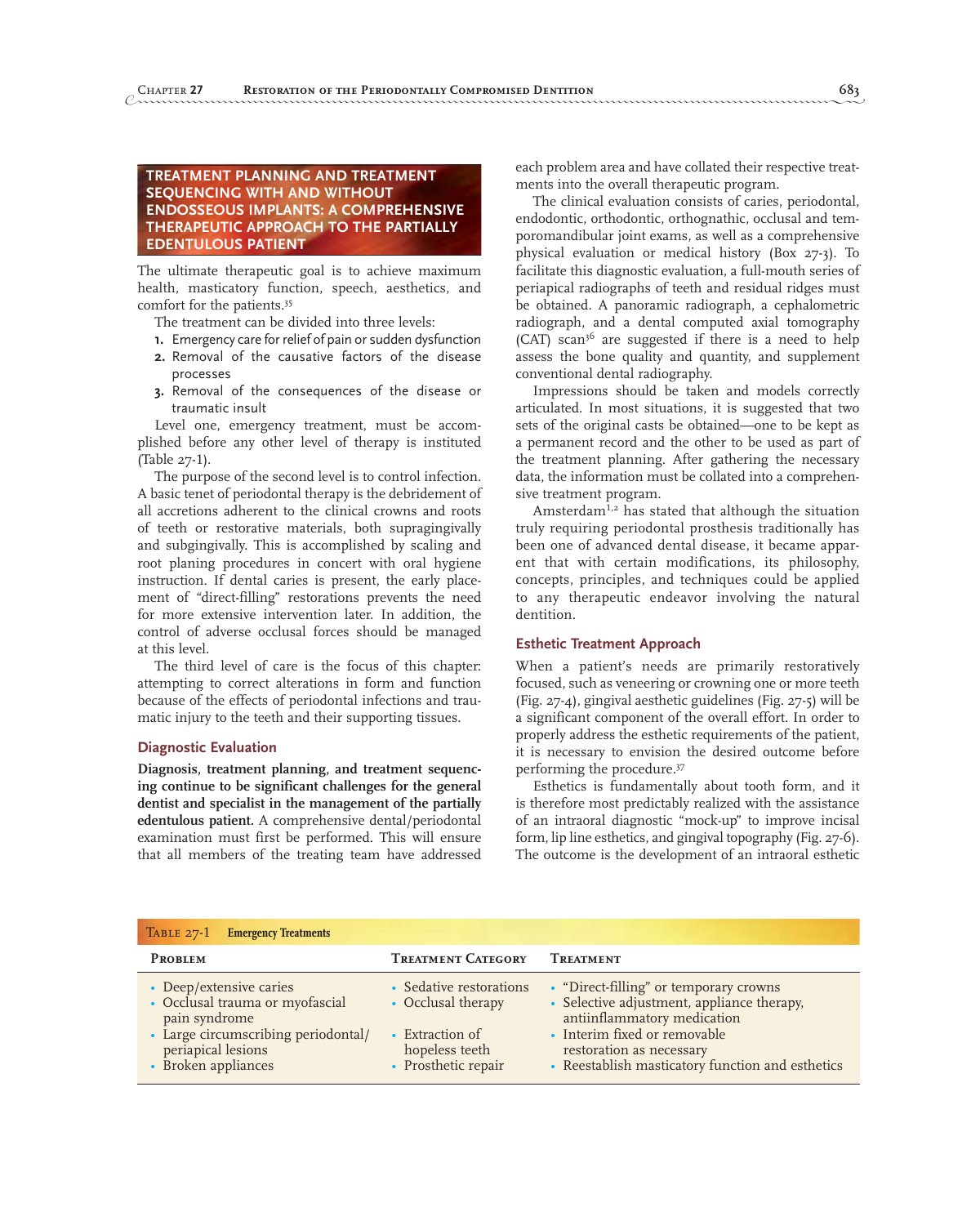## TREATMENT PLANNING AND TREATMENT SEQUENCING WITH AND WITHOUT ENDOSSEOUS IMPLANTS: A COMPREHENSIVE THERAPEUTIC APPROACH TO THE PARTIALLY EDENTULOUS PATIENT

The ultimate therapeutic goal is to achieve maximum health, masticatory function, speech, aesthetics, and comfort for the patients.[35]

The treatment can be divided into three levels:

1. Emergency care for relief of pain or sudden dysfunction
2. Removal of the causative factors of the disease processes
3. Removal of the consequences of the disease or traumatic insult

Level one, emergency treatment, must be accomplished before any other level of therapy is instituted (Table 27-1).

The purpose of the second level is to control infection. A basic tenet of periodontal therapy is the debridement of all accretions adherent to the clinical crowns and roots of teeth or restorative materials, both supragingivally and subgingivally. This is accomplished by scaling and root planing procedures in concert with oral hygiene instruction. If dental caries is present, the early placement of "direct-filling" restorations prevents the need for more extensive intervention later. In addition, the control of adverse occlusal forces should be managed at this level.

The third level of care is the focus of this chapter: attempting to correct alterations in form and function because of the effects of periodontal infections and traumatic injury to the teeth and their supporting tissues.

### Diagnostic Evaluation

**Diagnosis, treatment planning, and treatment sequencing continue to be significant challenges for the general dentist and specialist in the management of the partially edentulous patient.** A comprehensive dental/periodontal examination must first be performed. This will ensure that all members of the treating team have addressed each problem area and have collated their respective treatments into the overall therapeutic program.

The clinical evaluation consists of caries, periodontal, endodontic, orthodontic, orthognathic, occlusal and temporomandibular joint exams, as well as a comprehensive physical evaluation or medical history (Box 27-3). To facilitate this diagnostic evaluation, a full-mouth series of periapical radiographs of teeth and residual ridges must be obtained. A panoramic radiograph, a cephalometric radiograph, and a dental computed axial tomography (CAT) scan[36] are suggested if there is a need to help assess the bone quality and quantity, and supplement conventional dental radiography.

Impressions should be taken and models correctly articulated. In most situations, it is suggested that two sets of the original casts be obtained—one to be kept as a permanent record and the other to be used as part of the treatment planning. After gathering the necessary data, the information must be collated into a comprehensive treatment program.

Amsterdam[1,2] has stated that although the situation truly requiring periodontal prosthesis traditionally has been one of advanced dental disease, it became apparent that with certain modifications, its philosophy, concepts, principles, and techniques could be applied to any therapeutic endeavor involving the natural dentition.

### Esthetic Treatment Approach

When a patient's needs are primarily restoratively focused, such as veneering or crowning one or more teeth (Fig. 27-4), gingival aesthetic guidelines (Fig. 27-5) will be a significant component of the overall effort. In order to properly address the esthetic requirements of the patient, it is necessary to envision the desired outcome before performing the procedure.[37]

Esthetics is fundamentally about tooth form, and it is therefore most predictably realized with the assistance of an intraoral diagnostic "mock-up" to improve incisal form, lip line esthetics, and gingival topography (Fig. 27-6). The outcome is the development of an intraoral esthetic

**TABLE 27-1 Emergency Treatments**

| Problem | Treatment Category | Treatment |
|---|---|---|
| Deep/extensive caries | Sedative restorations | "Direct-filling" or temporary crowns |
| Occlusal trauma or myofascial pain syndrome | Occlusal therapy | Selective adjustment, appliance therapy, antiinflammatory medication |
| Large circumscribing periodontal/periapical lesions | Extraction of hopeless teeth | Interim fixed or removable restoration as necessary |
| Broken appliances | Prosthetic repair | Reestablish masticatory function and esthetics |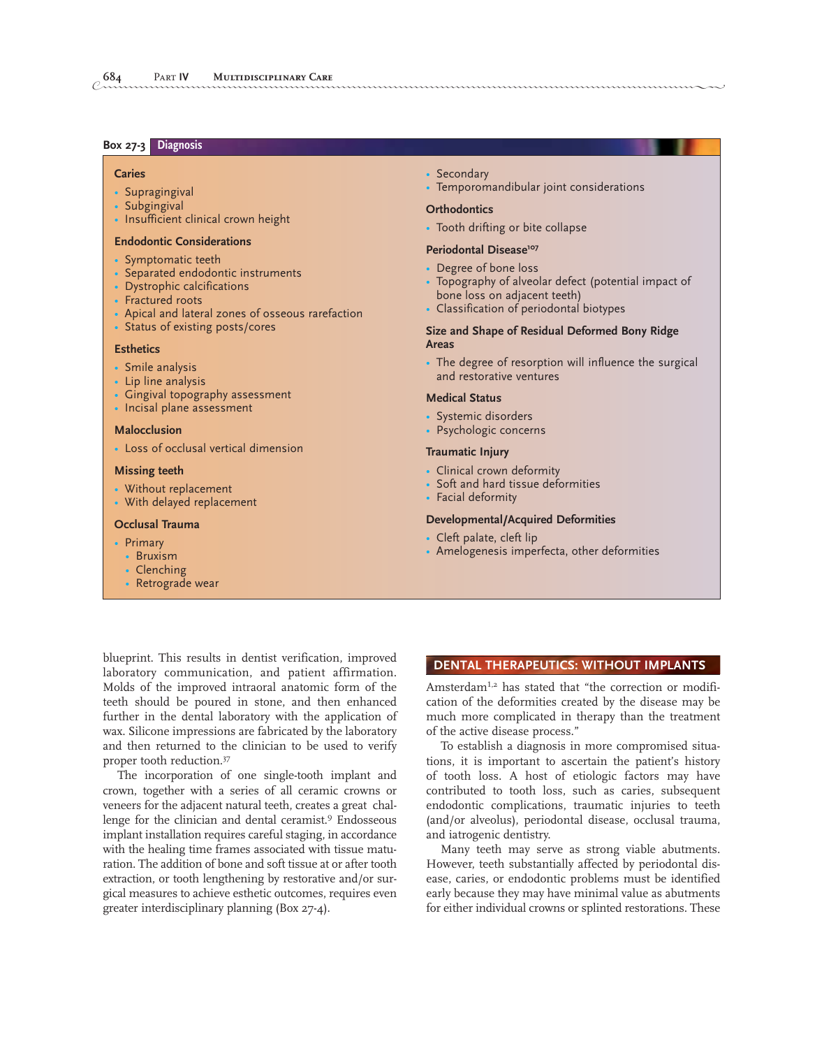**Box 27-3 Diagnosis**

**Caries**

- Supragingival
- Subgingival
- Insufficient clinical crown height

**Endodontic Considerations**

- Symptomatic teeth
- Separated endodontic instruments
- Dystrophic calcifications
- Fractured roots
- Apical and lateral zones of osseous rarefaction
- Status of existing posts/cores

**Esthetics**

- Smile analysis
- Lip line analysis
- Gingival topography assessment
- Incisal plane assessment

**Malocclusion**

- Loss of occlusal vertical dimension

**Missing teeth**

- Without replacement
- With delayed replacement

**Occlusal Trauma**

- Primary
  - Bruxism
  - Clenching
  - Retrograde wear
- Secondary
- Temporomandibular joint considerations

**Orthodontics**

- Tooth drifting or bite collapse

**Periodontal Disease[107]**

- Degree of bone loss
- Topography of alveolar defect (potential impact of bone loss on adjacent teeth)
- Classification of periodontal biotypes

**Size and Shape of Residual Deformed Bony Ridge Areas**

- The degree of resorption will influence the surgical and restorative ventures

**Medical Status**

- Systemic disorders
- Psychologic concerns

**Traumatic Injury**

- Clinical crown deformity
- Soft and hard tissue deformities
- Facial deformity

**Developmental/Acquired Deformities**

- Cleft palate, cleft lip
- Amelogenesis imperfecta, other deformities

blueprint. This results in dentist verification, improved laboratory communication, and patient affirmation. Molds of the improved intraoral anatomic form of the teeth should be poured in stone, and then enhanced further in the dental laboratory with the application of wax. Silicone impressions are fabricated by the laboratory and then returned to the clinician to be used to verify proper tooth reduction.[37]

The incorporation of one single-tooth implant and crown, together with a series of all ceramic crowns or veneers for the adjacent natural teeth, creates a great challenge for the clinician and dental ceramist.[9] Endosseous implant installation requires careful staging, in accordance with the healing time frames associated with tissue maturation. The addition of bone and soft tissue at or after tooth extraction, or tooth lengthening by restorative and/or surgical measures to achieve esthetic outcomes, requires even greater interdisciplinary planning (Box 27-4).

## DENTAL THERAPEUTICS: WITHOUT IMPLANTS

Amsterdam[1,2] has stated that "the correction or modification of the deformities created by the disease may be much more complicated in therapy than the treatment of the active disease process."

To establish a diagnosis in more compromised situations, it is important to ascertain the patient's history of tooth loss. A host of etiologic factors may have contributed to tooth loss, such as caries, subsequent endodontic complications, traumatic injuries to teeth (and/or alveolus), periodontal disease, occlusal trauma, and iatrogenic dentistry.

Many teeth may serve as strong viable abutments. However, teeth substantially affected by periodontal disease, caries, or endodontic problems must be identified early because they may have minimal value as abutments for either individual crowns or splinted restorations. These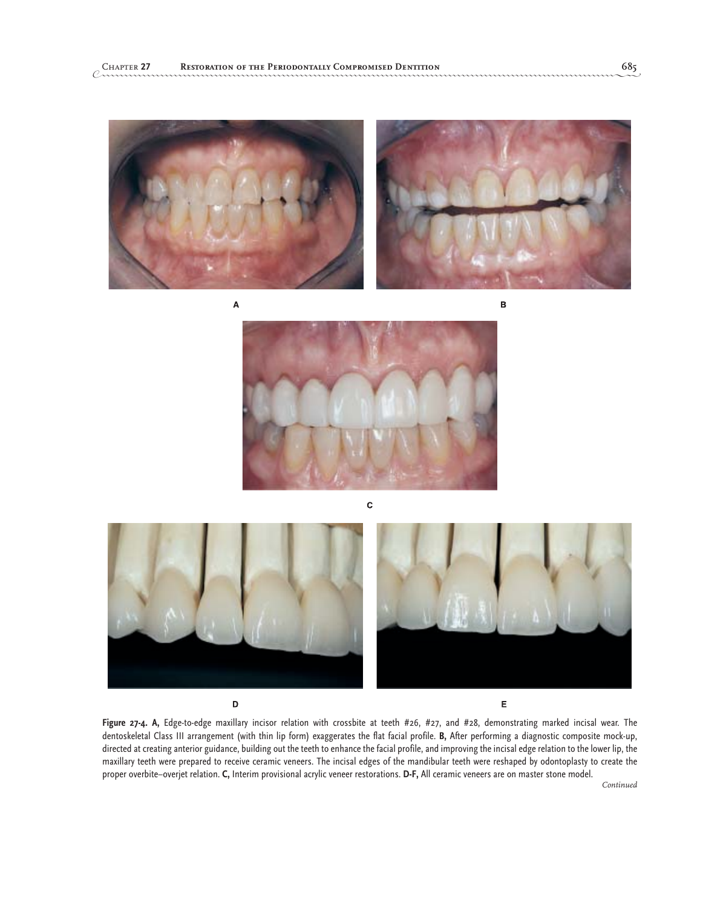A

B

C

D

E

**Figure 27-4.** **A,** Edge-to-edge maxillary incisor relation with crossbite at teeth #26, #27, and #28, demonstrating marked incisal wear. The dentoskeletal Class III arrangement (with thin lip form) exaggerates the flat facial profile. **B,** After performing a diagnostic composite mock-up, directed at creating anterior guidance, building out the teeth to enhance the facial profile, and improving the incisal edge relation to the lower lip, the maxillary teeth were prepared to receive ceramic veneers. The incisal edges of the mandibular teeth were reshaped by odontoplasty to create the proper overbite–overjet relation. **C,** Interim provisional acrylic veneer restorations. **D-F,** All ceramic veneers are on master stone model.

*Continued*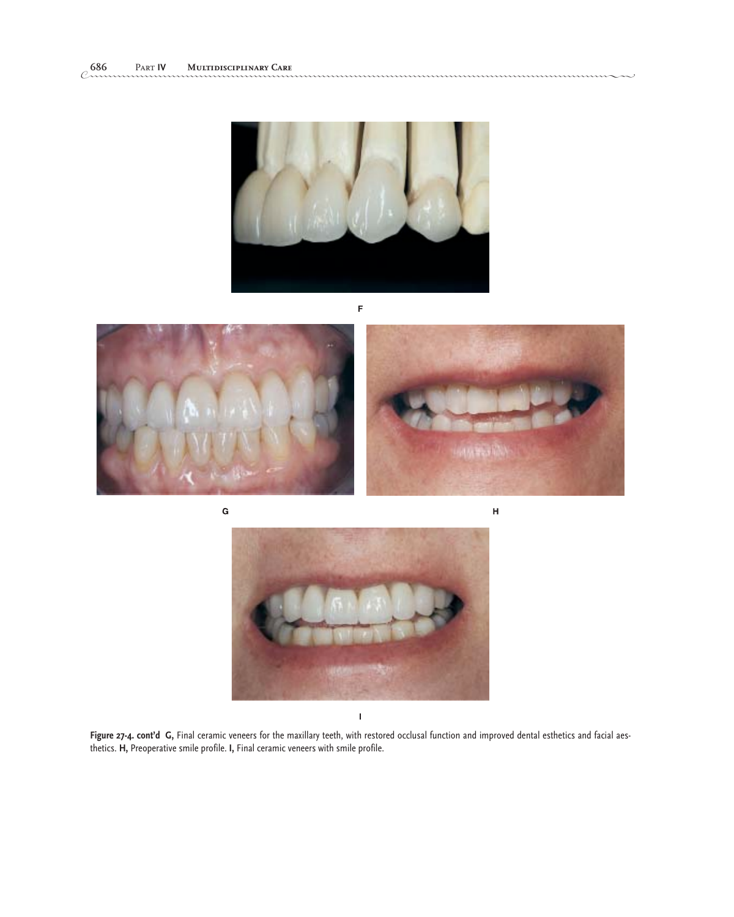F

G

H

I

**Figure 27-4. cont'd G,** Final ceramic veneers for the maxillary teeth, with restored occlusal function and improved dental esthetics and facial aesthetics. **H,** Preoperative smile profile. **I,** Final ceramic veneers with smile profile.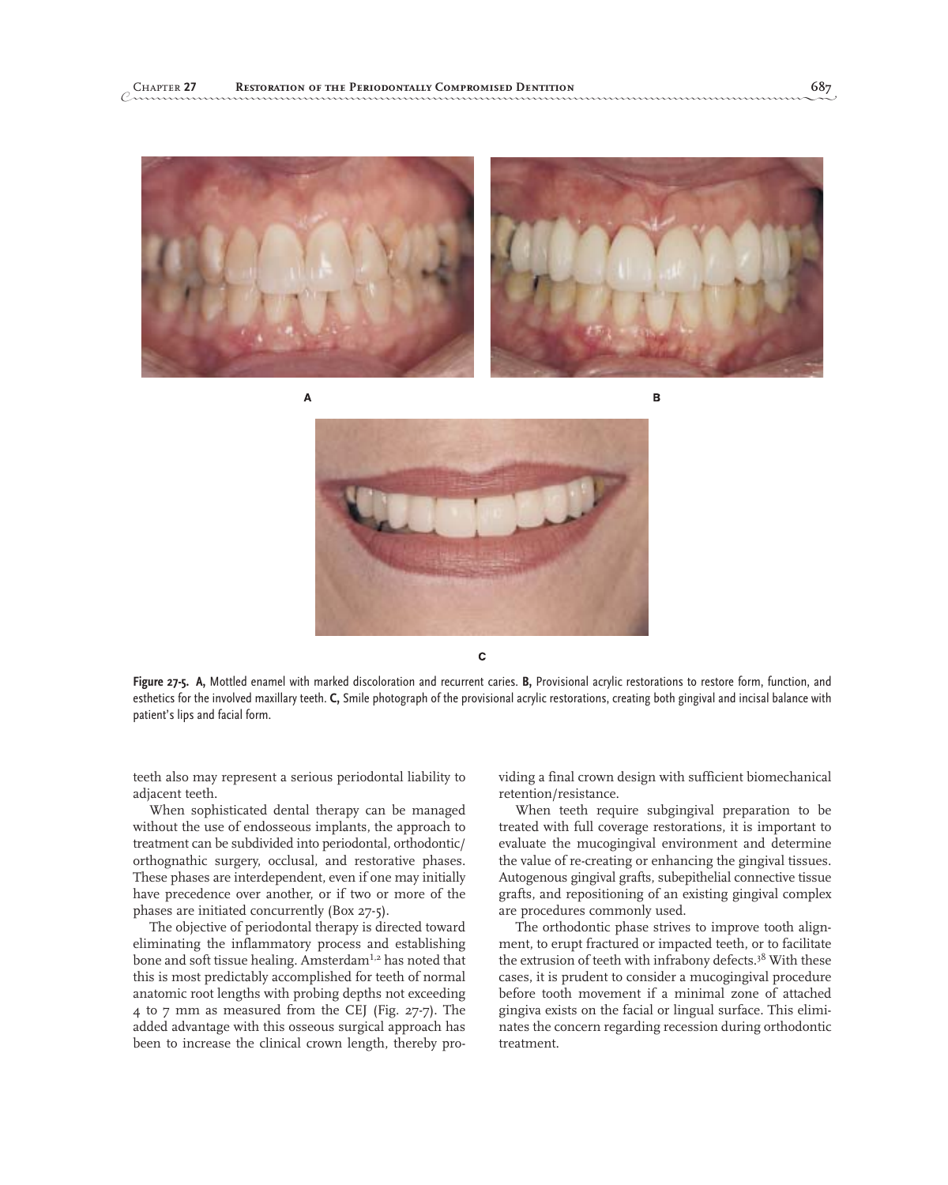**Figure 27-5. A,** Mottled enamel with marked discoloration and recurrent caries. **B,** Provisional acrylic restorations to restore form, function, and esthetics for the involved maxillary teeth. **C,** Smile photograph of the provisional acrylic restorations, creating both gingival and incisal balance with patient's lips and facial form.

teeth also may represent a serious periodontal liability to adjacent teeth.

When sophisticated dental therapy can be managed without the use of endosseous implants, the approach to treatment can be subdivided into periodontal, orthodontic/orthognathic surgery, occlusal, and restorative phases. These phases are interdependent, even if one may initially have precedence over another, or if two or more of the phases are initiated concurrently (Box 27-5).

The objective of periodontal therapy is directed toward eliminating the inflammatory process and establishing bone and soft tissue healing. Amsterdam[1,2] has noted that this is most predictably accomplished for teeth of normal anatomic root lengths with probing depths not exceeding 4 to 7 mm as measured from the CEJ (Fig. 27-7). The added advantage with this osseous surgical approach has been to increase the clinical crown length, thereby providing a final crown design with sufficient biomechanical retention/resistance.

When teeth require subgingival preparation to be treated with full coverage restorations, it is important to evaluate the mucogingival environment and determine the value of re-creating or enhancing the gingival tissues. Autogenous gingival grafts, subepithelial connective tissue grafts, and repositioning of an existing gingival complex are procedures commonly used.

The orthodontic phase strives to improve tooth alignment, to erupt fractured or impacted teeth, or to facilitate the extrusion of teeth with infrabony defects.[38] With these cases, it is prudent to consider a mucogingival procedure before tooth movement if a minimal zone of attached gingiva exists on the facial or lingual surface. This eliminates the concern regarding recession during orthodontic treatment.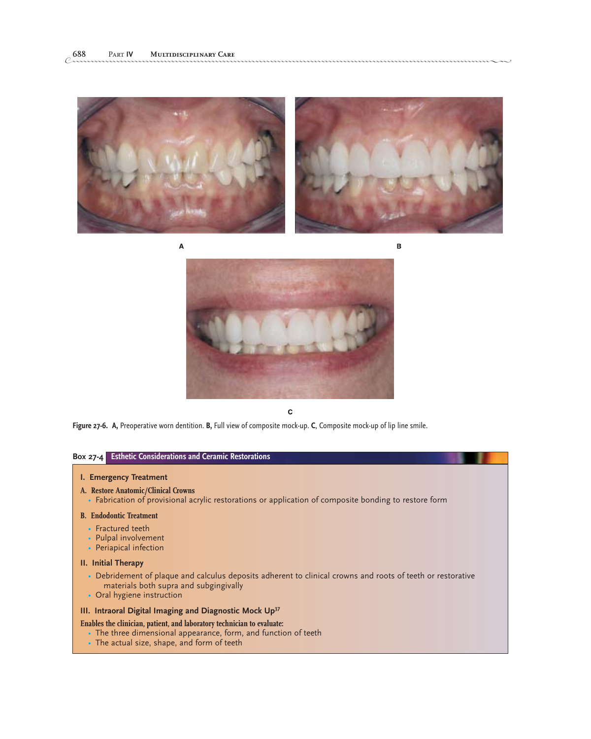Figure 27-6. **A,** Preoperative worn dentition. **B,** Full view of composite mock-up. **C**, Composite mock-up of lip line smile.

## Box 27-4 Esthetic Considerations and Ceramic Restorations

### I. Emergency Treatment

**A. Restore Anatomic/Clinical Crowns**

- Fabrication of provisional acrylic restorations or application of composite bonding to restore form

**B. Endodontic Treatment**

- Fractured teeth
- Pulpal involvement
- Periapical infection

### II. Initial Therapy

- Debridement of plaque and calculus deposits adherent to clinical crowns and roots of teeth or restorative materials both supra and subgingivally
- Oral hygiene instruction

### III. Intraoral Digital Imaging and Diagnostic Mock Up[37]

**Enables the clinician, patient, and laboratory technician to evaluate:**

- The three dimensional appearance, form, and function of teeth
- The actual size, shape, and form of teeth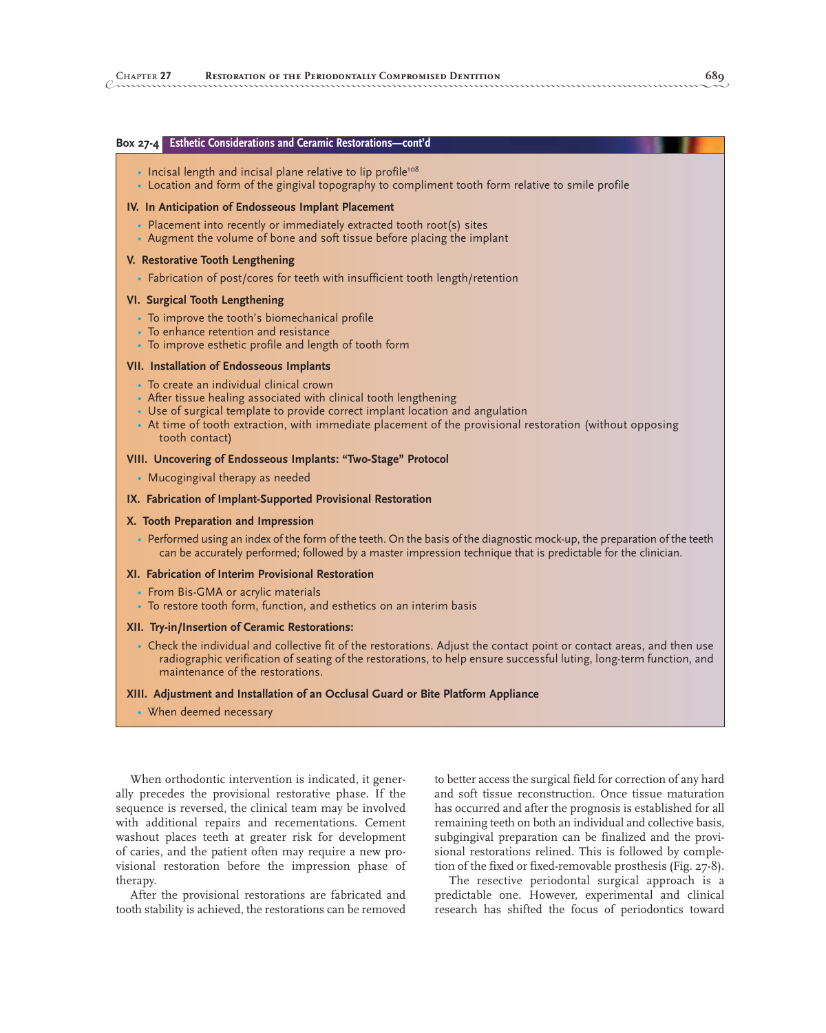**Box 27-4 Esthetic Considerations and Ceramic Restorations—cont'd**

- Incisal length and incisal plane relative to lip profile[108]
- Location and form of the gingival topography to compliment tooth form relative to smile profile

**IV. In Anticipation of Endosseous Implant Placement**

- Placement into recently or immediately extracted tooth root(s) sites
- Augment the volume of bone and soft tissue before placing the implant

**V. Restorative Tooth Lengthening**

- Fabrication of post/cores for teeth with insufficient tooth length/retention

**VI. Surgical Tooth Lengthening**

- To improve the tooth's biomechanical profile
- To enhance retention and resistance
- To improve esthetic profile and length of tooth form

**VII. Installation of Endosseous Implants**

- To create an individual clinical crown
- After tissue healing associated with clinical tooth lengthening
- Use of surgical template to provide correct implant location and angulation
- At time of tooth extraction, with immediate placement of the provisional restoration (without opposing tooth contact)

**VIII. Uncovering of Endosseous Implants: "Two-Stage" Protocol**

- Mucogingival therapy as needed

**IX. Fabrication of Implant-Supported Provisional Restoration**

**X. Tooth Preparation and Impression**

- Performed using an index of the form of the teeth. On the basis of the diagnostic mock-up, the preparation of the teeth can be accurately performed; followed by a master impression technique that is predictable for the clinician.

**XI. Fabrication of Interim Provisional Restoration**

- From Bis-GMA or acrylic materials
- To restore tooth form, function, and esthetics on an interim basis

**XII. Try-in/Insertion of Ceramic Restorations:**

- Check the individual and collective fit of the restorations. Adjust the contact point or contact areas, and then use radiographic verification of seating of the restorations, to help ensure successful luting, long-term function, and maintenance of the restorations.

**XIII. Adjustment and Installation of an Occlusal Guard or Bite Platform Appliance**

- When deemed necessary

When orthodontic intervention is indicated, it generally precedes the provisional restorative phase. If the sequence is reversed, the clinical team may be involved with additional repairs and recementations. Cement washout places teeth at greater risk for development of caries, and the patient often may require a new provisional restoration before the impression phase of therapy.

After the provisional restorations are fabricated and tooth stability is achieved, the restorations can be removed to better access the surgical field for correction of any hard and soft tissue reconstruction. Once tissue maturation has occurred and after the prognosis is established for all remaining teeth on both an individual and collective basis, subgingival preparation can be finalized and the provisional restorations relined. This is followed by completion of the fixed or fixed-removable prosthesis (Fig. 27-8).

The resective periodontal surgical approach is a predictable one. However, experimental and clinical research has shifted the focus of periodontics toward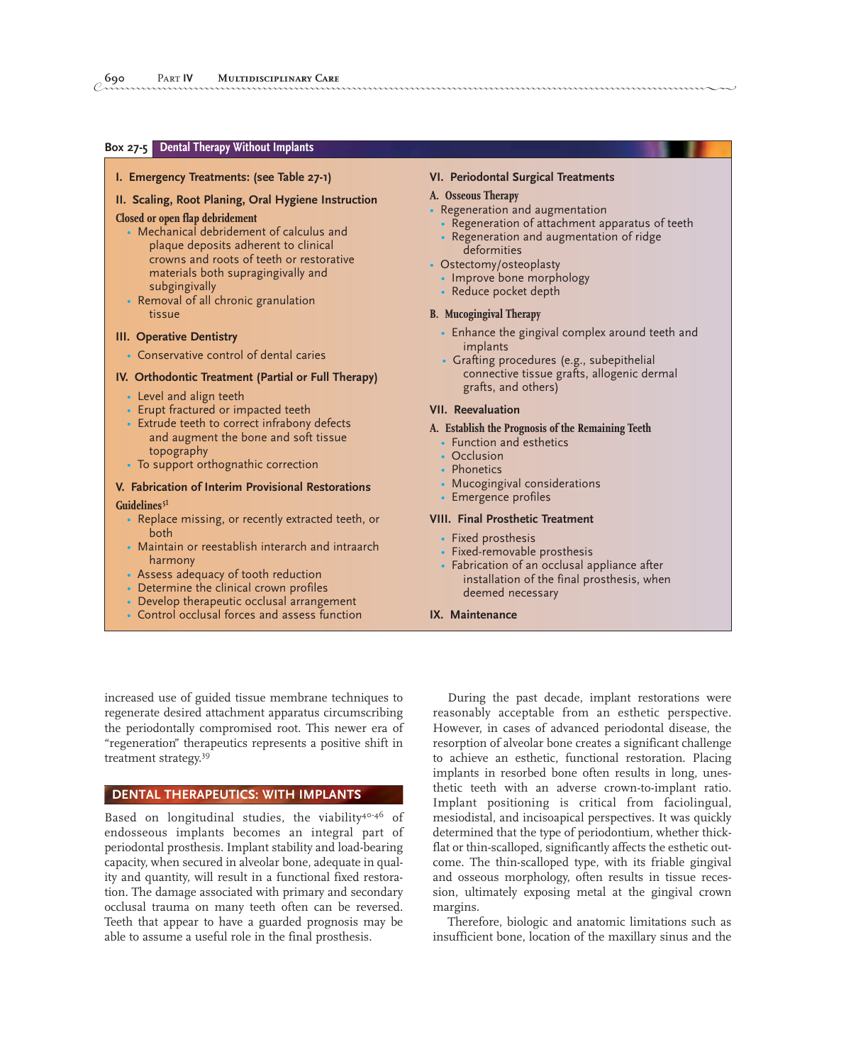**Box 27-5 Dental Therapy Without Implants**

**I. Emergency Treatments: (see Table 27-1)**

**II. Scaling, Root Planing, Oral Hygiene Instruction**

**Closed or open flap debridement**

- Mechanical debridement of calculus and plaque deposits adherent to clinical crowns and roots of teeth or restorative materials both supragingivally and subgingivally
- Removal of all chronic granulation tissue

**III. Operative Dentistry**

- Conservative control of dental caries

**IV. Orthodontic Treatment (Partial or Full Therapy)**

- Level and align teeth
- Erupt fractured or impacted teeth
- Extrude teeth to correct infrabony defects and augment the bone and soft tissue topography
- To support orthognathic correction

**V. Fabrication of Interim Provisional Restorations**

**Guidelines**[51]

- Replace missing, or recently extracted teeth, or both
- Maintain or reestablish interarch and intraarch harmony
- Assess adequacy of tooth reduction
- Determine the clinical crown profiles
- Develop therapeutic occlusal arrangement
- Control occlusal forces and assess function

**VI. Periodontal Surgical Treatments**

**A. Osseous Therapy**

- Regeneration and augmentation
  - Regeneration of attachment apparatus of teeth
  - Regeneration and augmentation of ridge deformities
- Ostectomy/osteoplasty
  - Improve bone morphology
  - Reduce pocket depth

**B. Mucogingival Therapy**

- Enhance the gingival complex around teeth and implants
- Grafting procedures (e.g., subepithelial connective tissue grafts, allogenic dermal grafts, and others)

**VII. Reevaluation**

**A. Establish the Prognosis of the Remaining Teeth**

- Function and esthetics
- Occlusion
- Phonetics
- Mucogingival considerations
- Emergence profiles

**VIII. Final Prosthetic Treatment**

- Fixed prosthesis
- Fixed-removable prosthesis
- Fabrication of an occlusal appliance after installation of the final prosthesis, when deemed necessary

**IX. Maintenance**

increased use of guided tissue membrane techniques to regenerate desired attachment apparatus circumscribing the periodontally compromised root. This newer era of "regeneration" therapeutics represents a positive shift in treatment strategy.[39]

## DENTAL THERAPEUTICS: WITH IMPLANTS

Based on longitudinal studies, the viability[40-46] of endosseous implants becomes an integral part of periodontal prosthesis. Implant stability and load-bearing capacity, when secured in alveolar bone, adequate in quality and quantity, will result in a functional fixed restoration. The damage associated with primary and secondary occlusal trauma on many teeth often can be reversed. Teeth that appear to have a guarded prognosis may be able to assume a useful role in the final prosthesis.

During the past decade, implant restorations were reasonably acceptable from an esthetic perspective. However, in cases of advanced periodontal disease, the resorption of alveolar bone creates a significant challenge to achieve an esthetic, functional restoration. Placing implants in resorbed bone often results in long, unesthetic teeth with an adverse crown-to-implant ratio. Implant positioning is critical from faciolingual, mesiodistal, and incisoapical perspectives. It was quickly determined that the type of periodontium, whether thick-flat or thin-scalloped, significantly affects the esthetic outcome. The thin-scalloped type, with its friable gingival and osseous morphology, often results in tissue recession, ultimately exposing metal at the gingival crown margins.

Therefore, biologic and anatomic limitations such as insufficient bone, location of the maxillary sinus and the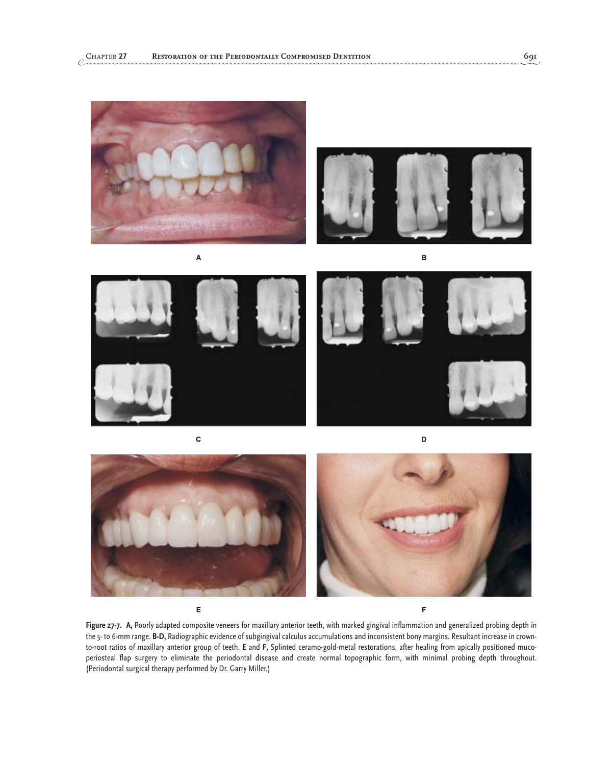A

B

C

D

E

F

**Figure 27-7.** **A,** Poorly adapted composite veneers for maxillary anterior teeth, with marked gingival inflammation and generalized probing depth in the 5- to 6-mm range. **B-D,** Radiographic evidence of subgingival calculus accumulations and inconsistent bony margins. Resultant increase in crown-to-root ratios of maxillary anterior group of teeth. **E** and **F,** Splinted ceramo-gold-metal restorations, after healing from apically positioned mucoperiosteal flap surgery to eliminate the periodontal disease and create normal topographic form, with minimal probing depth throughout. (Periodontal surgical therapy performed by Dr. Garry Miller.)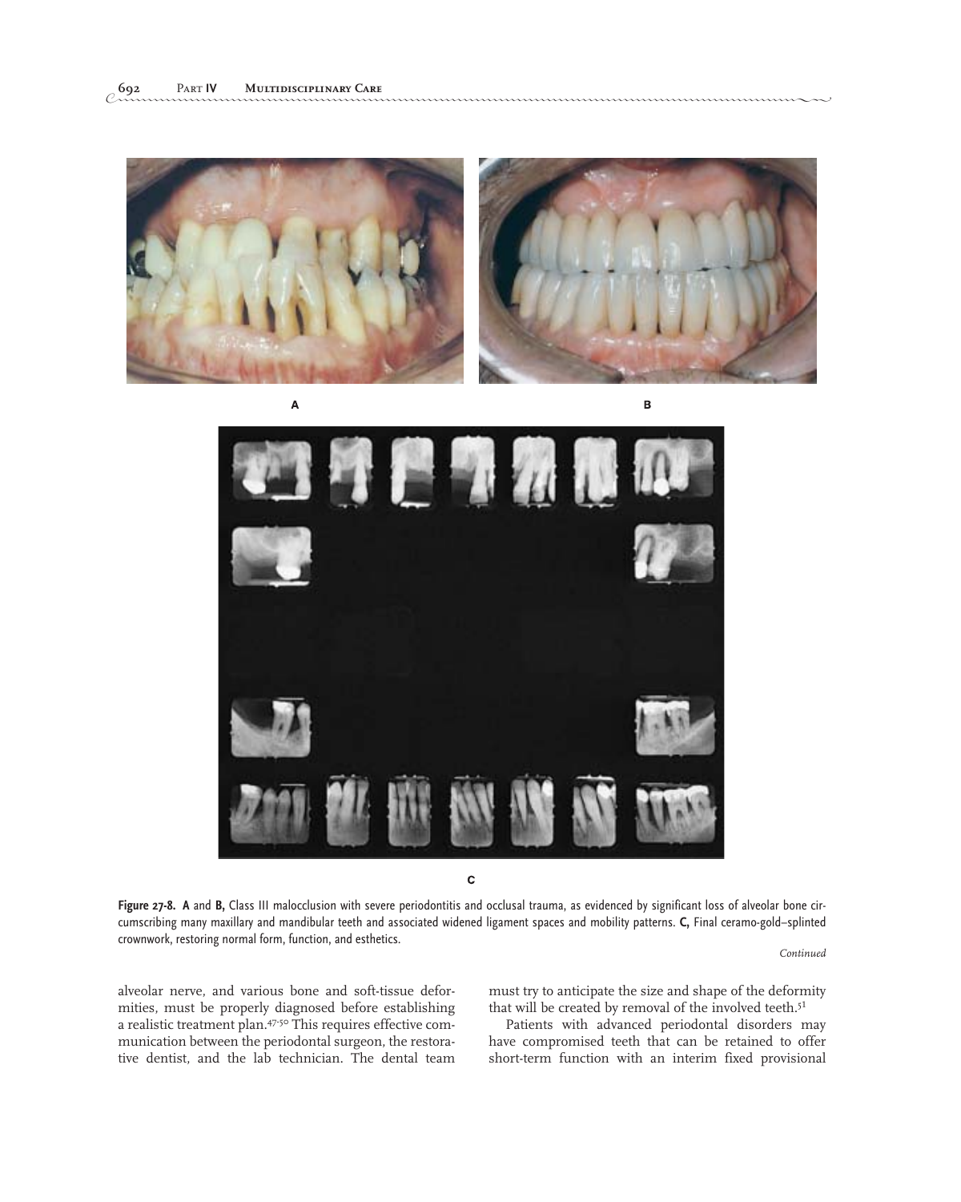A

B

C

**Figure 27-8. A** and **B,** Class III malocclusion with severe periodontitis and occlusal trauma, as evidenced by significant loss of alveolar bone circumscribing many maxillary and mandibular teeth and associated widened ligament spaces and mobility patterns. **C,** Final ceramo-gold–splinted crownwork, restoring normal form, function, and esthetics.

*Continued*

alveolar nerve, and various bone and soft-tissue deformities, must be properly diagnosed before establishing a realistic treatment plan.[47-50] This requires effective communication between the periodontal surgeon, the restorative dentist, and the lab technician. The dental team must try to anticipate the size and shape of the deformity that will be created by removal of the involved teeth.[51]

Patients with advanced periodontal disorders may have compromised teeth that can be retained to offer short-term function with an interim fixed provisional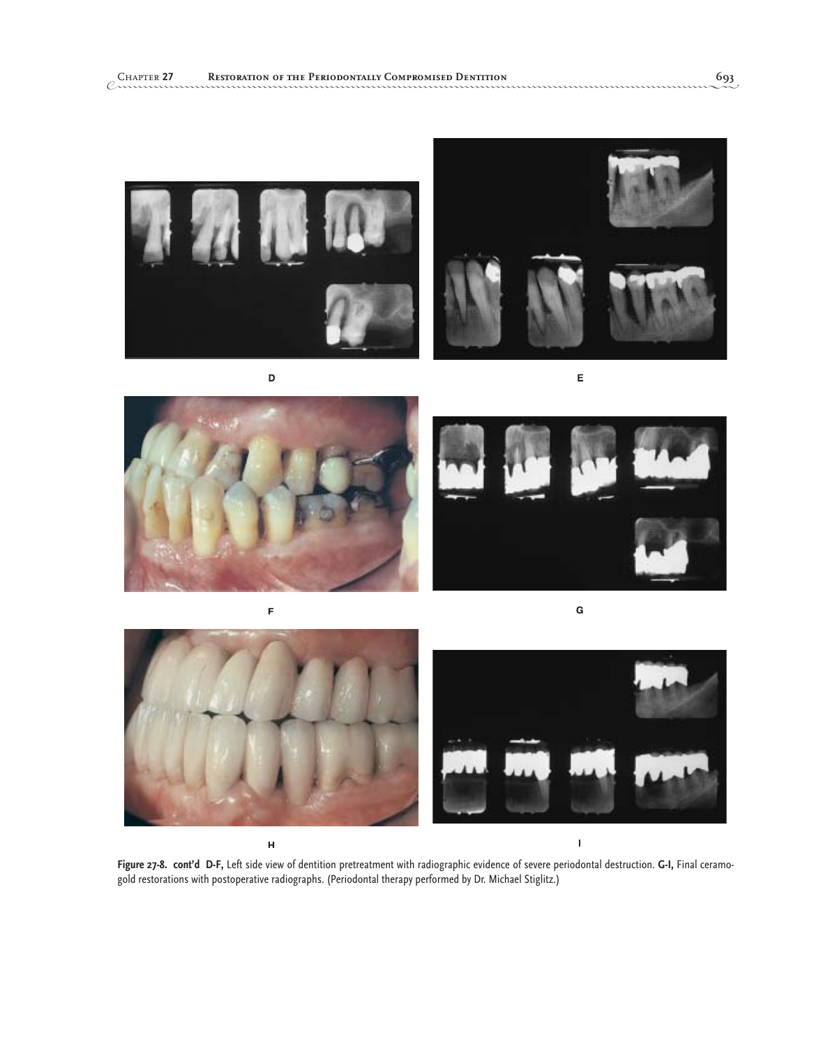D

E

F

G

H

I

**Figure 27-8. cont'd D-F,** Left side view of dentition pretreatment with radiographic evidence of severe periodontal destruction. **G-I,** Final ceramo-gold restorations with postoperative radiographs. (Periodontal therapy performed by Dr. Michael Stiglitz.)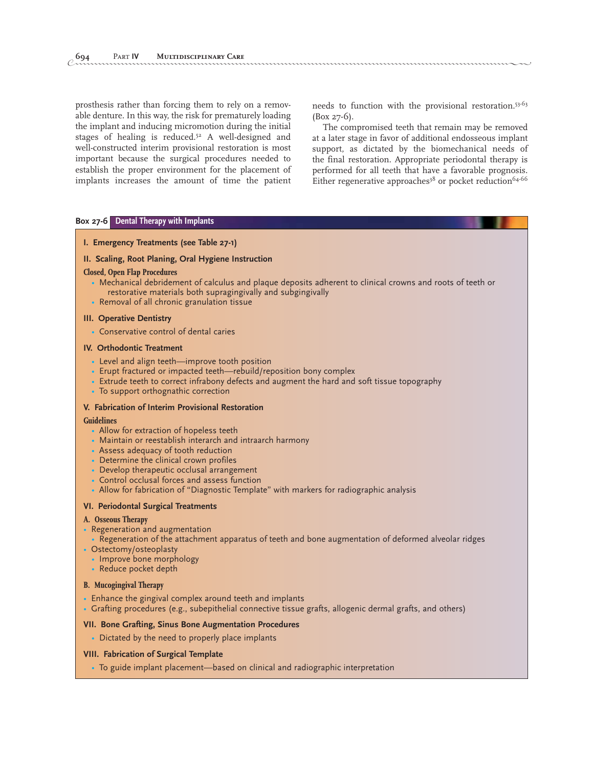prosthesis rather than forcing them to rely on a removable denture. In this way, the risk for prematurely loading the implant and inducing micromotion during the initial stages of healing is reduced.[52] A well-designed and well-constructed interim provisional restoration is most important because the surgical procedures needed to establish the proper environment for the placement of implants increases the amount of time the patient needs to function with the provisional restoration.[53-63] (Box 27-6).

The compromised teeth that remain may be removed at a later stage in favor of additional endosseous implant support, as dictated by the biomechanical needs of the final restoration. Appropriate periodontal therapy is performed for all teeth that have a favorable prognosis. Either regenerative approaches[38] or pocket reduction[64-66]

**Box 27-6 Dental Therapy with Implants**

**I. Emergency Treatments (see Table 27-1)**

**II. Scaling, Root Planing, Oral Hygiene Instruction**

**Closed, Open Flap Procedures**

- Mechanical debridement of calculus and plaque deposits adherent to clinical crowns and roots of teeth or restorative materials both supragingivally and subgingivally
- Removal of all chronic granulation tissue

**III. Operative Dentistry**

- Conservative control of dental caries

**IV. Orthodontic Treatment**

- Level and align teeth—improve tooth position
- Erupt fractured or impacted teeth—rebuild/reposition bony complex
- Extrude teeth to correct infrabony defects and augment the hard and soft tissue topography
- To support orthognathic correction

**V. Fabrication of Interim Provisional Restoration**

**Guidelines**

- Allow for extraction of hopeless teeth
- Maintain or reestablish interarch and intraarch harmony
- Assess adequacy of tooth reduction
- Determine the clinical crown profiles
- Develop therapeutic occlusal arrangement
- Control occlusal forces and assess function
- Allow for fabrication of "Diagnostic Template" with markers for radiographic analysis

**VI. Periodontal Surgical Treatments**

**A. Osseous Therapy**

- Regeneration and augmentation
  - Regeneration of the attachment apparatus of teeth and bone augmentation of deformed alveolar ridges
- Ostectomy/osteoplasty
  - Improve bone morphology
  - Reduce pocket depth

**B. Mucogingival Therapy**

- Enhance the gingival complex around teeth and implants
- Grafting procedures (e.g., subepithelial connective tissue grafts, allogenic dermal grafts, and others)

**VII. Bone Grafting, Sinus Bone Augmentation Procedures**

- Dictated by the need to properly place implants

**VIII. Fabrication of Surgical Template**

- To guide implant placement—based on clinical and radiographic interpretation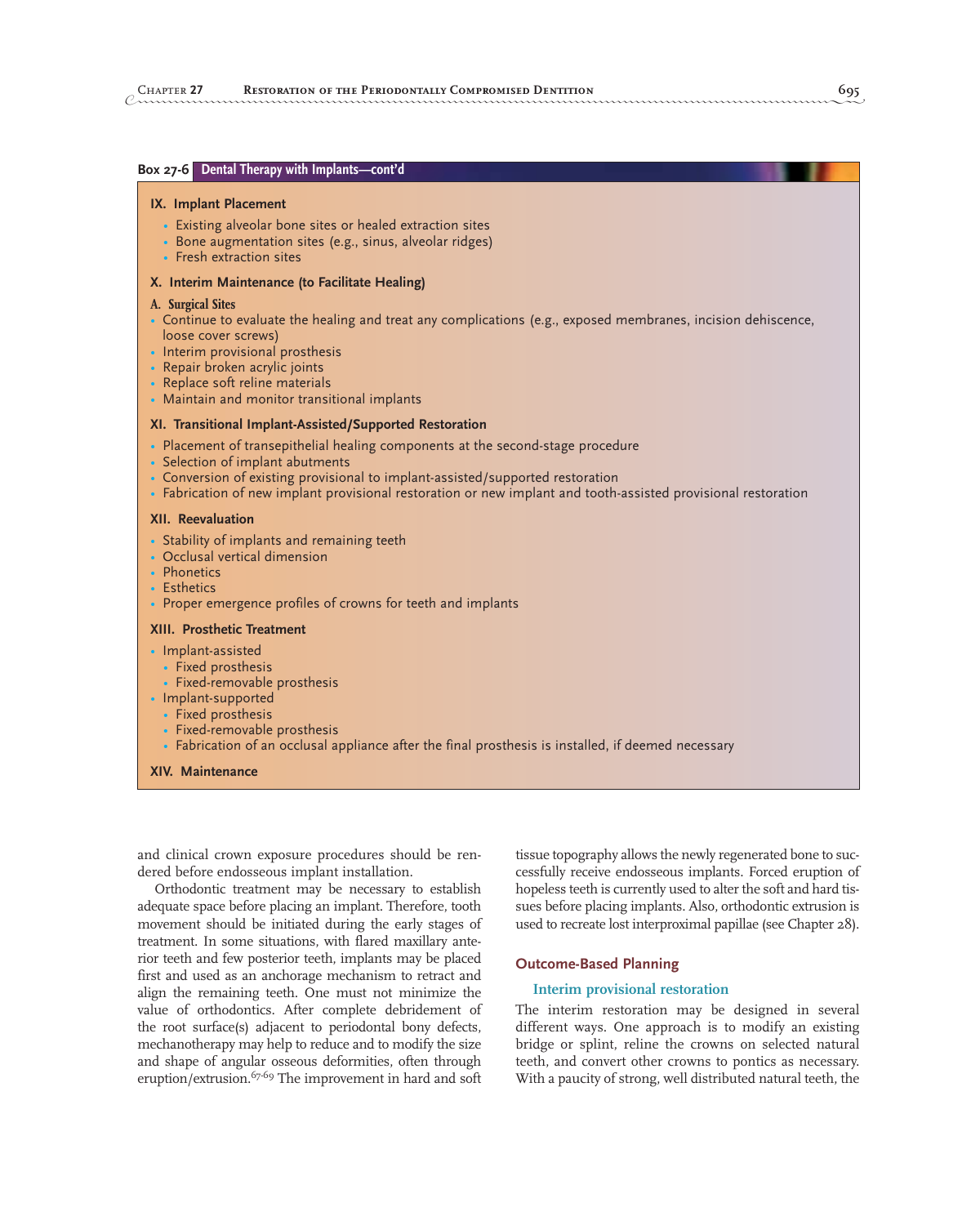**Box 27-6 Dental Therapy with Implants—cont'd**

**IX. Implant Placement**

- Existing alveolar bone sites or healed extraction sites
- Bone augmentation sites (e.g., sinus, alveolar ridges)
- Fresh extraction sites

**X. Interim Maintenance (to Facilitate Healing)**

**A. Surgical Sites**

- Continue to evaluate the healing and treat any complications (e.g., exposed membranes, incision dehiscence, loose cover screws)
- Interim provisional prosthesis
- Repair broken acrylic joints
- Replace soft reline materials
- Maintain and monitor transitional implants

**XI. Transitional Implant-Assisted/Supported Restoration**

- Placement of transepithelial healing components at the second-stage procedure
- Selection of implant abutments
- Conversion of existing provisional to implant-assisted/supported restoration
- Fabrication of new implant provisional restoration or new implant and tooth-assisted provisional restoration

**XII. Reevaluation**

- Stability of implants and remaining teeth
- Occlusal vertical dimension
- Phonetics
- Esthetics
- Proper emergence profiles of crowns for teeth and implants

**XIII. Prosthetic Treatment**

- Implant-assisted
  - Fixed prosthesis
  - Fixed-removable prosthesis
- Implant-supported
  - Fixed prosthesis
  - Fixed-removable prosthesis
  - Fabrication of an occlusal appliance after the final prosthesis is installed, if deemed necessary

**XIV. Maintenance**

and clinical crown exposure procedures should be rendered before endosseous implant installation.

Orthodontic treatment may be necessary to establish adequate space before placing an implant. Therefore, tooth movement should be initiated during the early stages of treatment. In some situations, with flared maxillary anterior teeth and few posterior teeth, implants may be placed first and used as an anchorage mechanism to retract and align the remaining teeth. One must not minimize the value of orthodontics. After complete debridement of the root surface(s) adjacent to periodontal bony defects, mechanotherapy may help to reduce and to modify the size and shape of angular osseous deformities, often through eruption/extrusion.[67-69] The improvement in hard and soft tissue topography allows the newly regenerated bone to successfully receive endosseous implants. Forced eruption of hopeless teeth is currently used to alter the soft and hard tissues before placing implants. Also, orthodontic extrusion is used to recreate lost interproximal papillae (see Chapter 28).

## Outcome-Based Planning

### Interim provisional restoration

The interim restoration may be designed in several different ways. One approach is to modify an existing bridge or splint, reline the crowns on selected natural teeth, and convert other crowns to pontics as necessary. With a paucity of strong, well distributed natural teeth, the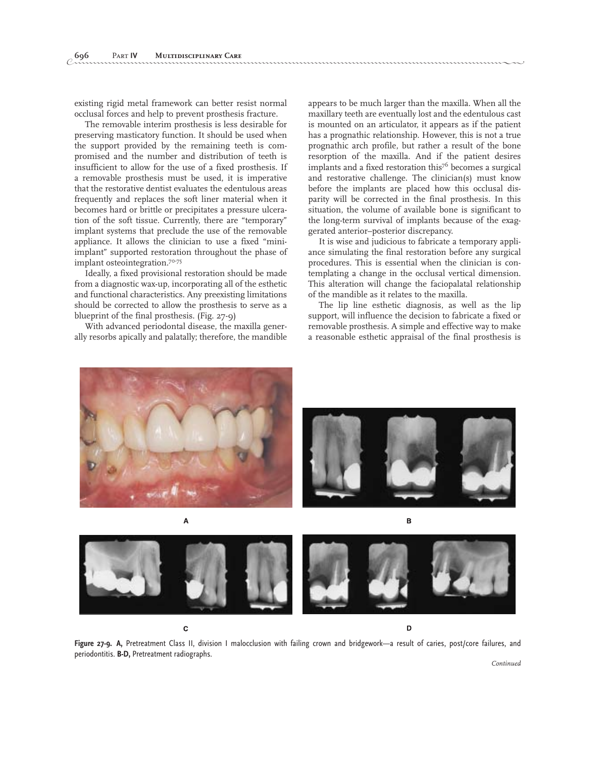existing rigid metal framework can better resist normal occlusal forces and help to prevent prosthesis fracture.

The removable interim prosthesis is less desirable for preserving masticatory function. It should be used when the support provided by the remaining teeth is compromised and the number and distribution of teeth is insufficient to allow for the use of a fixed prosthesis. If a removable prosthesis must be used, it is imperative that the restorative dentist evaluates the edentulous areas frequently and replaces the soft liner material when it becomes hard or brittle or precipitates a pressure ulceration of the soft tissue. Currently, there are "temporary" implant systems that preclude the use of the removable appliance. It allows the clinician to use a fixed "mini-implant" supported restoration throughout the phase of implant osteointegration.[70-75]

Ideally, a fixed provisional restoration should be made from a diagnostic wax-up, incorporating all of the esthetic and functional characteristics. Any preexisting limitations should be corrected to allow the prosthesis to serve as a blueprint of the final prosthesis. (Fig. 27-9)

With advanced periodontal disease, the maxilla generally resorbs apically and palatally; therefore, the mandible appears to be much larger than the maxilla. When all the maxillary teeth are eventually lost and the edentulous cast is mounted on an articulator, it appears as if the patient has a prognathic relationship. However, this is not a true prognathic arch profile, but rather a result of the bone resorption of the maxilla. And if the patient desires implants and a fixed restoration this[76] becomes a surgical and restorative challenge. The clinician(s) must know before the implants are placed how this occlusal disparity will be corrected in the final prosthesis. In this situation, the volume of available bone is significant to the long-term survival of implants because of the exaggerated anterior–posterior discrepancy.

It is wise and judicious to fabricate a temporary appliance simulating the final restoration before any surgical procedures. This is essential when the clinician is contemplating a change in the occlusal vertical dimension. This alteration will change the faciopalatal relationship of the mandible as it relates to the maxilla.

The lip line esthetic diagnosis, as well as the lip support, will influence the decision to fabricate a fixed or removable prosthesis. A simple and effective way to make a reasonable esthetic appraisal of the final prosthesis is

A

B

C

D

**Figure 27-9. A,** Pretreatment Class II, division I malocclusion with failing crown and bridgework—a result of caries, post/core failures, and periodontitis. **B-D,** Pretreatment radiographs.

*Continued*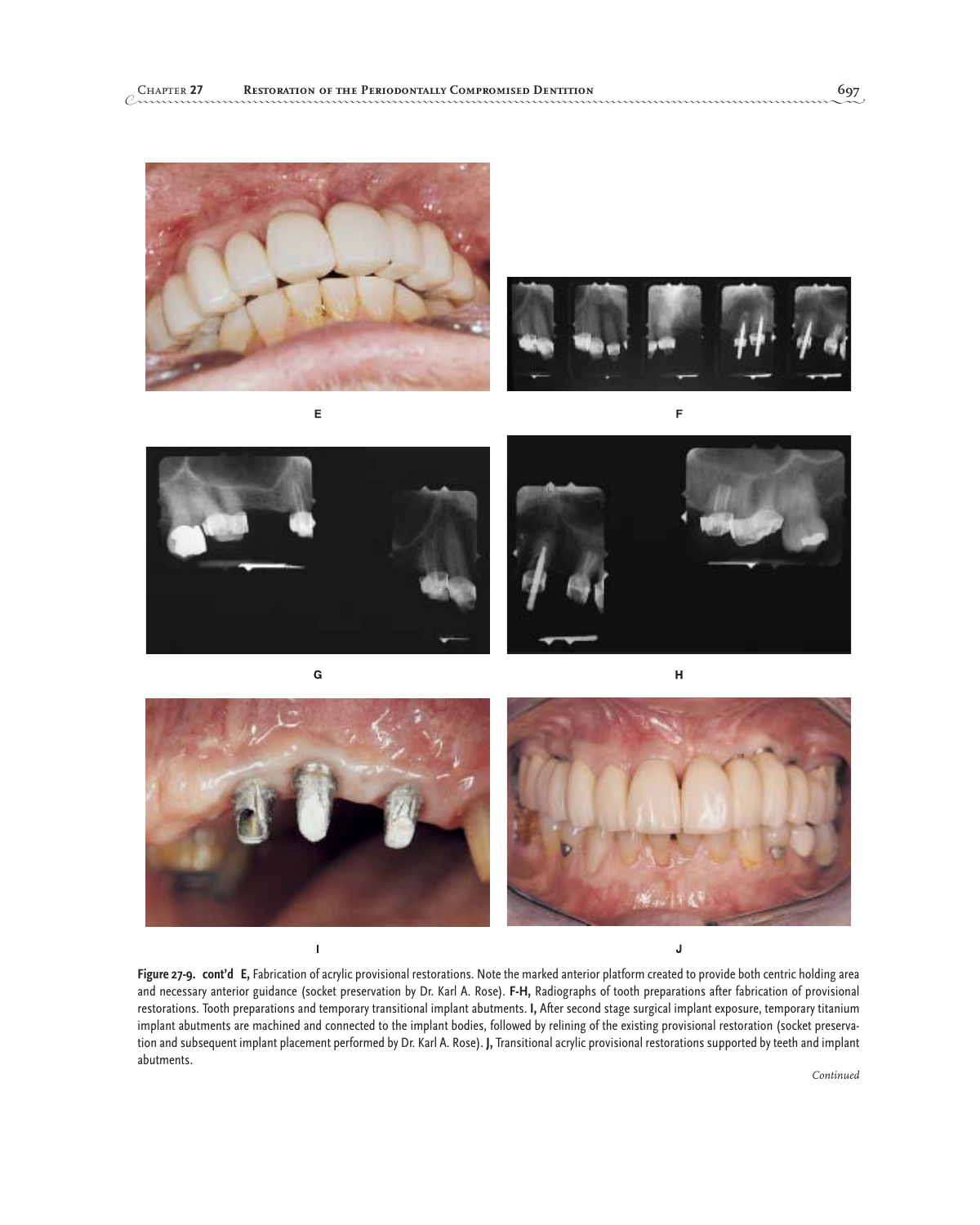E

F

G

H

I

J

**Figure 27-9. cont'd E,** Fabrication of acrylic provisional restorations. Note the marked anterior platform created to provide both centric holding area and necessary anterior guidance (socket preservation by Dr. Karl A. Rose). **F-H,** Radiographs of tooth preparations after fabrication of provisional restorations. Tooth preparations and temporary transitional implant abutments. **I,** After second stage surgical implant exposure, temporary titanium implant abutments are machined and connected to the implant bodies, followed by relining of the existing provisional restoration (socket preservation and subsequent implant placement performed by Dr. Karl A. Rose). **J,** Transitional acrylic provisional restorations supported by teeth and implant abutments.

*Continued*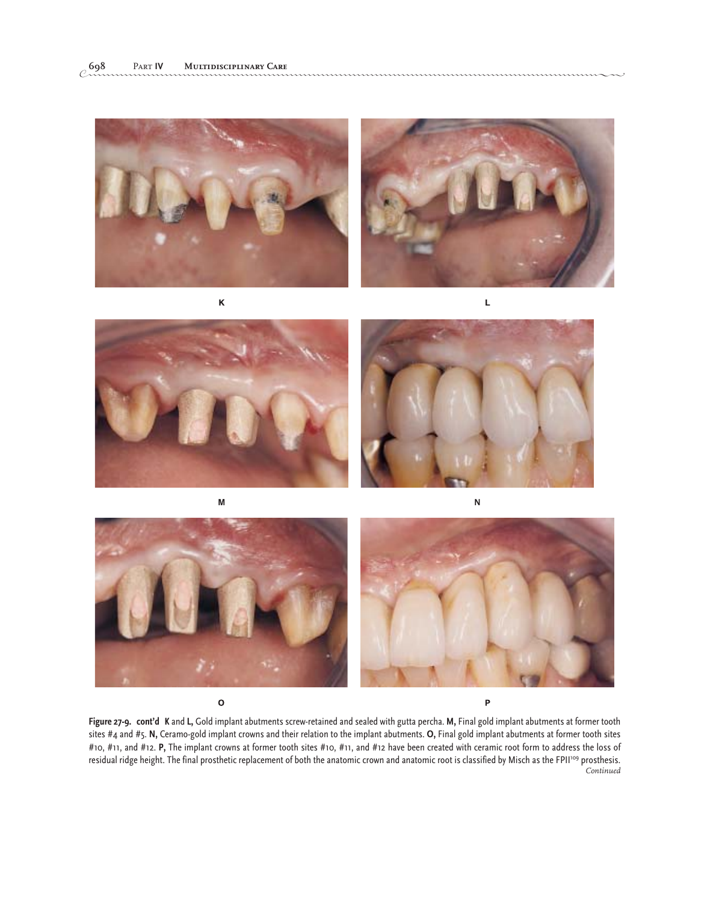K

L

M

N

O

P

**Figure 27-9. cont'd** **K** and **L,** Gold implant abutments screw-retained and sealed with gutta percha. **M,** Final gold implant abutments at former tooth sites #4 and #5. **N,** Ceramo-gold implant crowns and their relation to the implant abutments. **O,** Final gold implant abutments at former tooth sites #10, #11, and #12. **P,** The implant crowns at former tooth sites #10, #11, and #12 have been created with ceramic root form to address the loss of residual ridge height. The final prosthetic replacement of both the anatomic crown and anatomic root is classified by Misch as the FPII[109] prosthesis.

*Continued*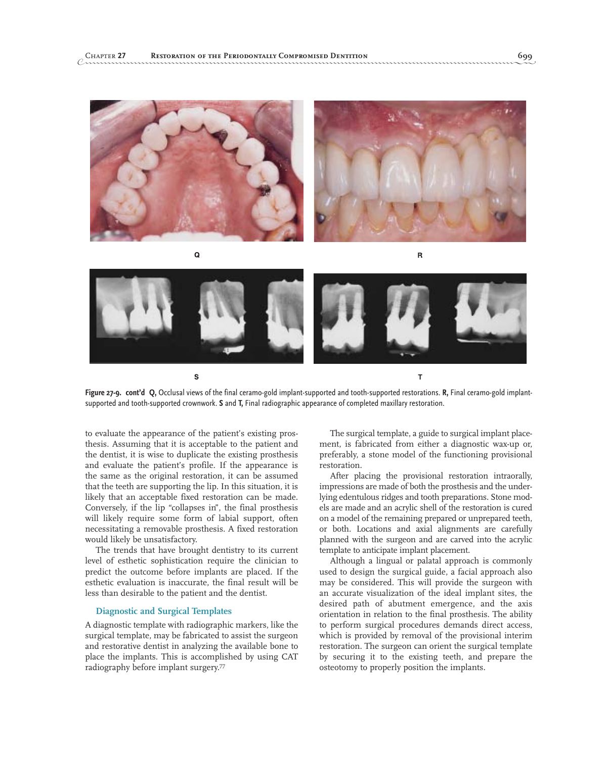Q

R

S

T

**Figure 27-9. cont'd Q,** Occlusal views of the final ceramo-gold implant-supported and tooth-supported restorations. **R,** Final ceramo-gold implant-supported and tooth-supported crownwork. **S** and **T,** Final radiographic appearance of completed maxillary restoration.

to evaluate the appearance of the patient's existing prosthesis. Assuming that it is acceptable to the patient and the dentist, it is wise to duplicate the existing prosthesis and evaluate the patient's profile. If the appearance is the same as the original restoration, it can be assumed that the teeth are supporting the lip. In this situation, it is likely that an acceptable fixed restoration can be made. Conversely, if the lip "collapses in", the final prosthesis will likely require some form of labial support, often necessitating a removable prosthesis. A fixed restoration would likely be unsatisfactory.

The trends that have brought dentistry to its current level of esthetic sophistication require the clinician to predict the outcome before implants are placed. If the esthetic evaluation is inaccurate, the final result will be less than desirable to the patient and the dentist.

### Diagnostic and Surgical Templates

A diagnostic template with radiographic markers, like the surgical template, may be fabricated to assist the surgeon and restorative dentist in analyzing the available bone to place the implants. This is accomplished by using CAT radiography before implant surgery.[77]

The surgical template, a guide to surgical implant placement, is fabricated from either a diagnostic wax-up or, preferably, a stone model of the functioning provisional restoration.

After placing the provisional restoration intraorally, impressions are made of both the prosthesis and the underlying edentulous ridges and tooth preparations. Stone models are made and an acrylic shell of the restoration is cured on a model of the remaining prepared or unprepared teeth, or both. Locations and axial alignments are carefully planned with the surgeon and are carved into the acrylic template to anticipate implant placement.

Although a lingual or palatal approach is commonly used to design the surgical guide, a facial approach also may be considered. This will provide the surgeon with an accurate visualization of the ideal implant sites, the desired path of abutment emergence, and the axis orientation in relation to the final prosthesis. The ability to perform surgical procedures demands direct access, which is provided by removal of the provisional interim restoration. The surgeon can orient the surgical template by securing it to the existing teeth, and prepare the osteotomy to properly position the implants.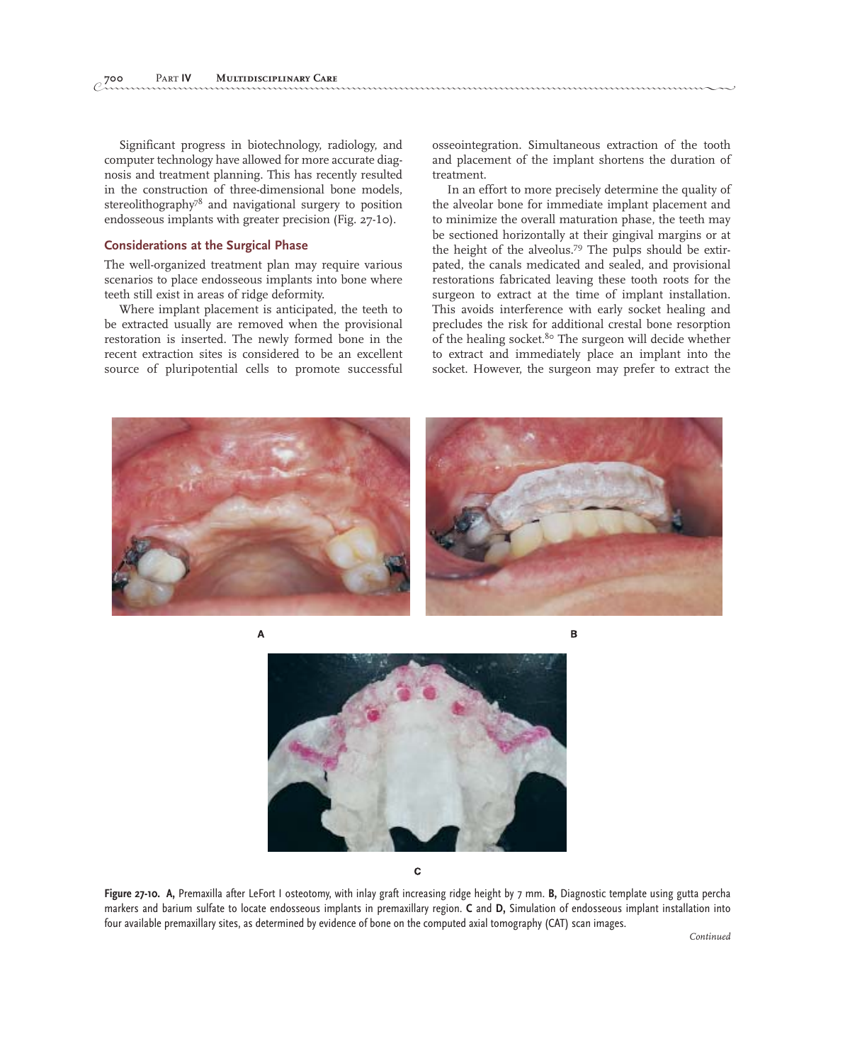Significant progress in biotechnology, radiology, and computer technology have allowed for more accurate diagnosis and treatment planning. This has recently resulted in the construction of three-dimensional bone models, stereolithography[78] and navigational surgery to position endosseous implants with greater precision (Fig. 27-10).

## Considerations at the Surgical Phase

The well-organized treatment plan may require various scenarios to place endosseous implants into bone where teeth still exist in areas of ridge deformity.

Where implant placement is anticipated, the teeth to be extracted usually are removed when the provisional restoration is inserted. The newly formed bone in the recent extraction sites is considered to be an excellent source of pluripotential cells to promote successful osseointegration. Simultaneous extraction of the tooth and placement of the implant shortens the duration of treatment.

In an effort to more precisely determine the quality of the alveolar bone for immediate implant placement and to minimize the overall maturation phase, the teeth may be sectioned horizontally at their gingival margins or at the height of the alveolus.[79] The pulps should be extirpated, the canals medicated and sealed, and provisional restorations fabricated leaving these tooth roots for the surgeon to extract at the time of implant installation. This avoids interference with early socket healing and precludes the risk for additional crestal bone resorption of the healing socket.[80] The surgeon will decide whether to extract and immediately place an implant into the socket. However, the surgeon may prefer to extract the

A

B

C

**Figure 27-10.** **A,** Premaxilla after LeFort I osteotomy, with inlay graft increasing ridge height by 7 mm. **B,** Diagnostic template using gutta percha markers and barium sulfate to locate endosseous implants in premaxillary region. **C** and **D,** Simulation of endosseous implant installation into four available premaxillary sites, as determined by evidence of bone on the computed axial tomography (CAT) scan images.

*Continued*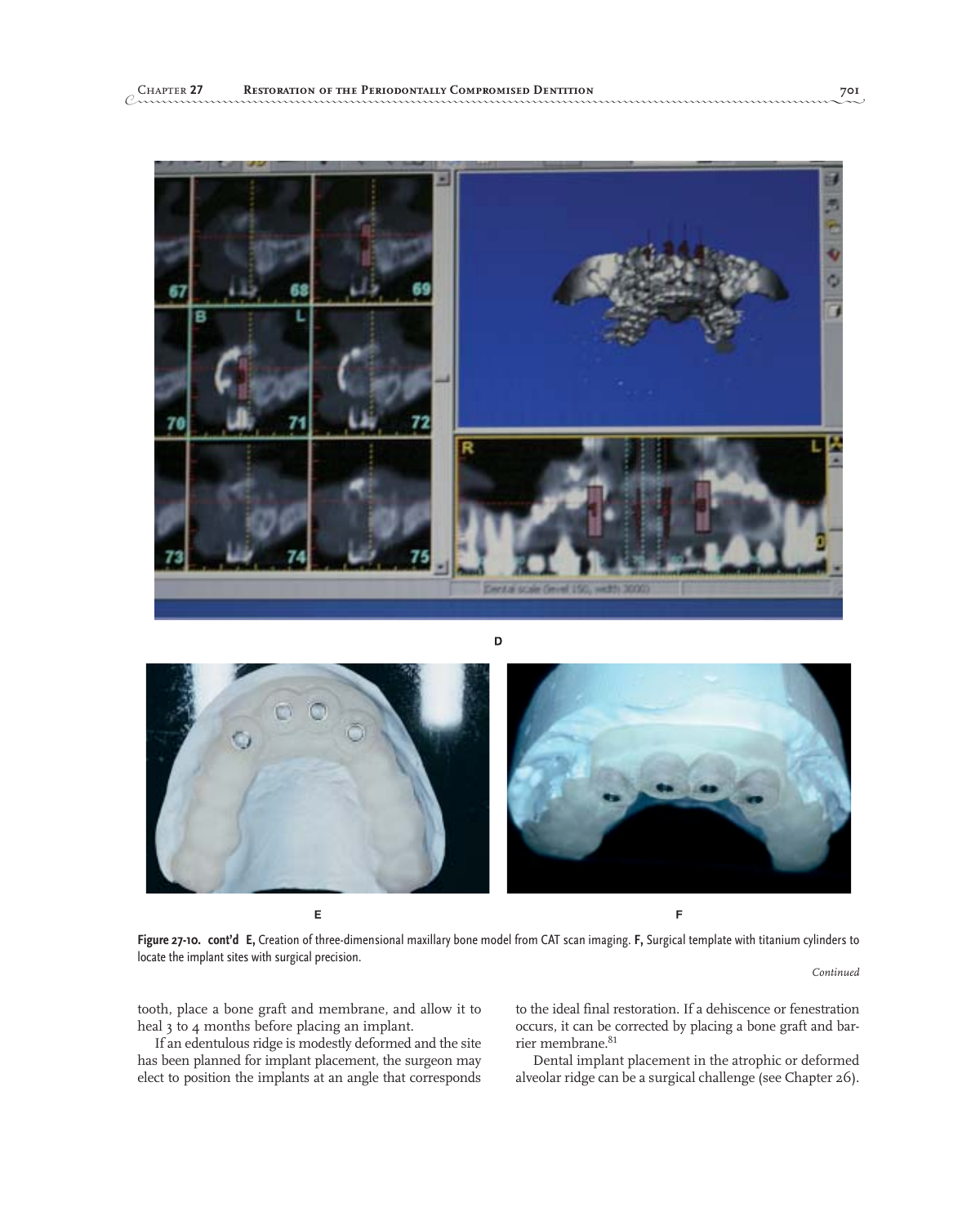D

E

F

**Figure 27-10. cont'd E,** Creation of three-dimensional maxillary bone model from CAT scan imaging. **F,** Surgical template with titanium cylinders to locate the implant sites with surgical precision.

*Continued*

tooth, place a bone graft and membrane, and allow it to heal 3 to 4 months before placing an implant.

If an edentulous ridge is modestly deformed and the site has been planned for implant placement, the surgeon may elect to position the implants at an angle that corresponds to the ideal final restoration. If a dehiscence or fenestration occurs, it can be corrected by placing a bone graft and barrier membrane.[81]

Dental implant placement in the atrophic or deformed alveolar ridge can be a surgical challenge (see Chapter 26).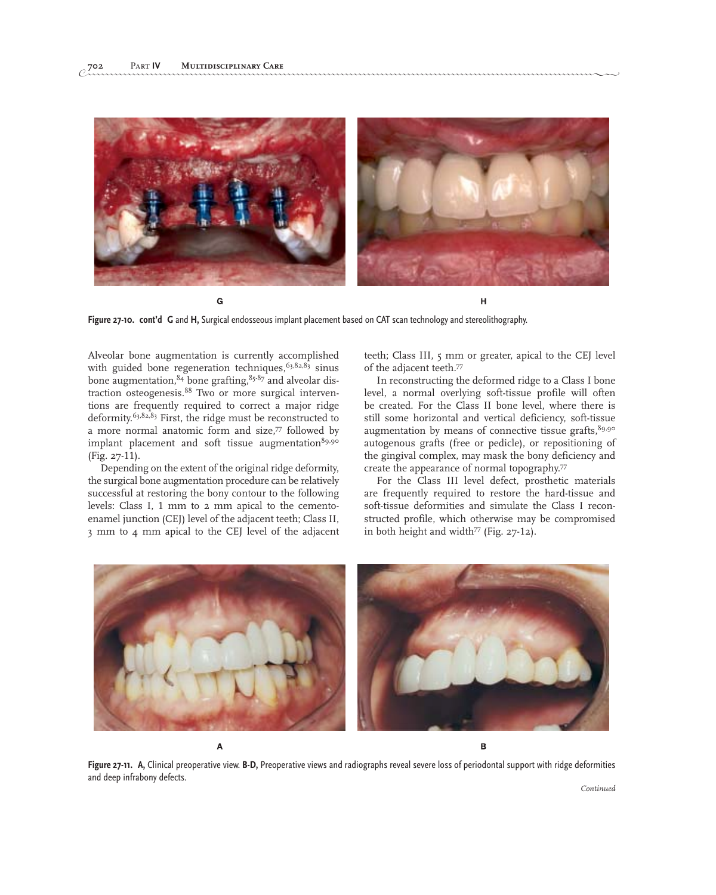G H

**Figure 27-10. cont'd G** and **H,** Surgical endosseous implant placement based on CAT scan technology and stereolithography.

Alveolar bone augmentation is currently accomplished with guided bone regeneration techniques,[63,82,83] sinus bone augmentation,[84] bone grafting,[85-87] and alveolar distraction osteogenesis.[88] Two or more surgical interventions are frequently required to correct a major ridge deformity.[63,82,83] First, the ridge must be reconstructed to a more normal anatomic form and size,[77] followed by implant placement and soft tissue augmentation[89,90] (Fig. 27-11).

Depending on the extent of the original ridge deformity, the surgical bone augmentation procedure can be relatively successful at restoring the bony contour to the following levels: Class I, 1 mm to 2 mm apical to the cementoenamel junction (CEJ) level of the adjacent teeth; Class II, 3 mm to 4 mm apical to the CEJ level of the adjacent teeth; Class III, 5 mm or greater, apical to the CEJ level of the adjacent teeth.[77]

In reconstructing the deformed ridge to a Class I bone level, a normal overlying soft-tissue profile will often be created. For the Class II bone level, where there is still some horizontal and vertical deficiency, soft-tissue augmentation by means of connective tissue grafts,[89,90] autogenous grafts (free or pedicle), or repositioning of the gingival complex, may mask the bony deficiency and create the appearance of normal topography.[77]

For the Class III level defect, prosthetic materials are frequently required to restore the hard-tissue and soft-tissue deformities and simulate the Class I reconstructed profile, which otherwise may be compromised in both height and width[77] (Fig. 27-12).

A B

**Figure 27-11. A,** Clinical preoperative view. **B-D,** Preoperative views and radiographs reveal severe loss of periodontal support with ridge deformities and deep infrabony defects.

*Continued*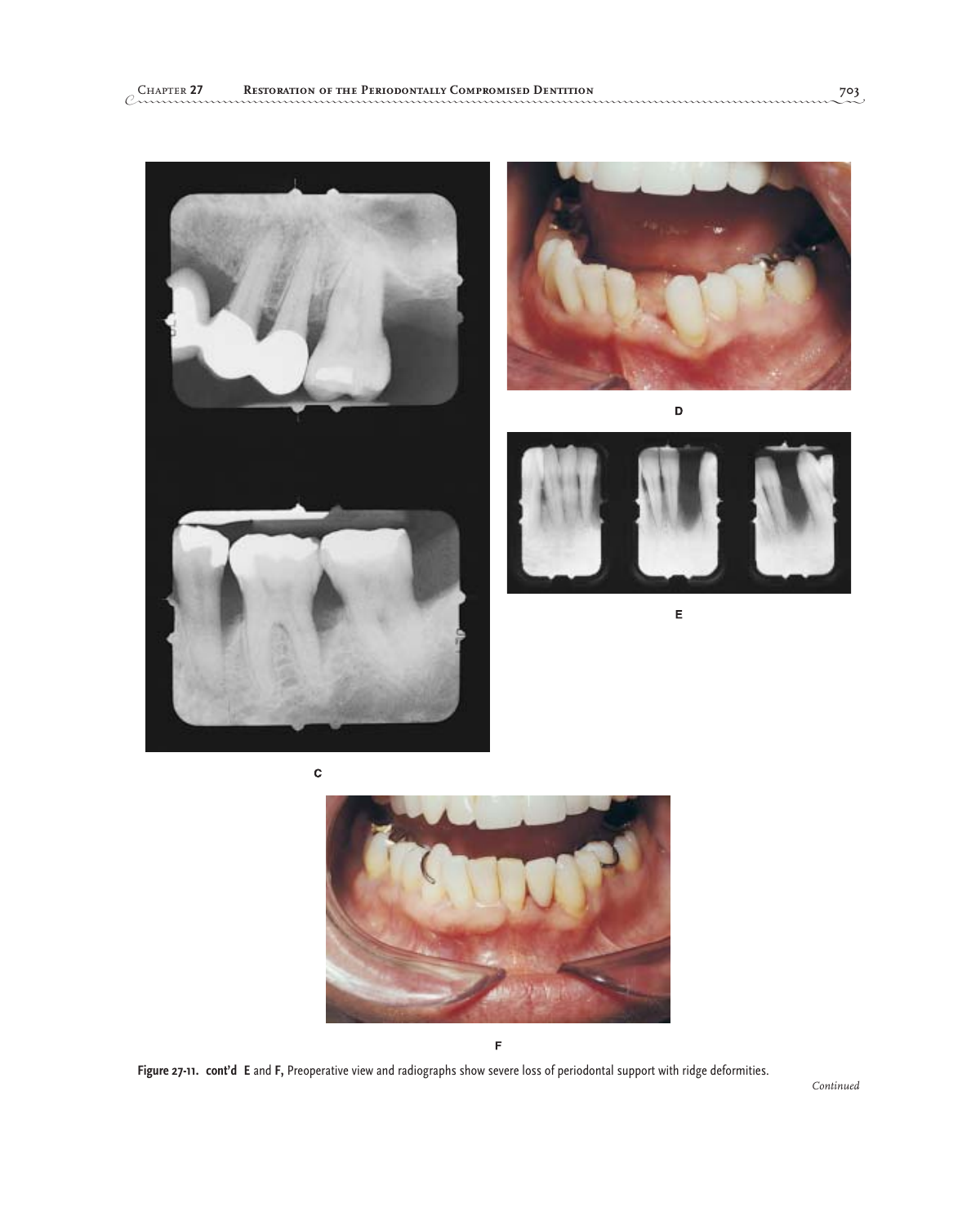C

D

E

F

**Figure 27-11. cont'd E** and **F,** Preoperative view and radiographs show severe loss of periodontal support with ridge deformities.

*Continued*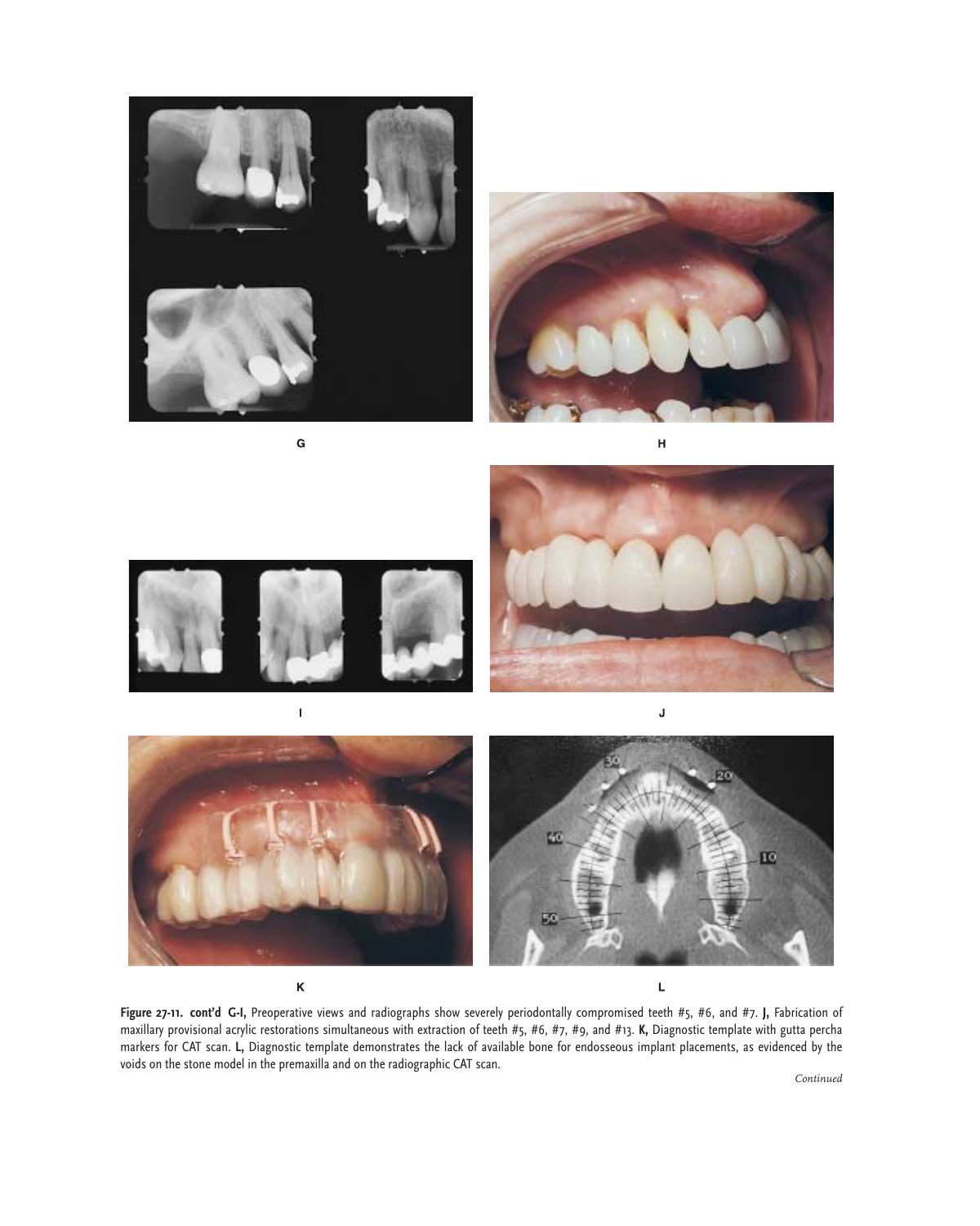G

H

I

J

K

L

**Figure 27-11. cont'd G-I,** Preoperative views and radiographs show severely periodontally compromised teeth #5, #6, and #7. **J,** Fabrication of maxillary provisional acrylic restorations simultaneous with extraction of teeth #5, #6, #7, #9, and #13. **K,** Diagnostic template with gutta percha markers for CAT scan. **L,** Diagnostic template demonstrates the lack of available bone for endosseous implant placements, as evidenced by the voids on the stone model in the premaxilla and on the radiographic CAT scan.

*Continued*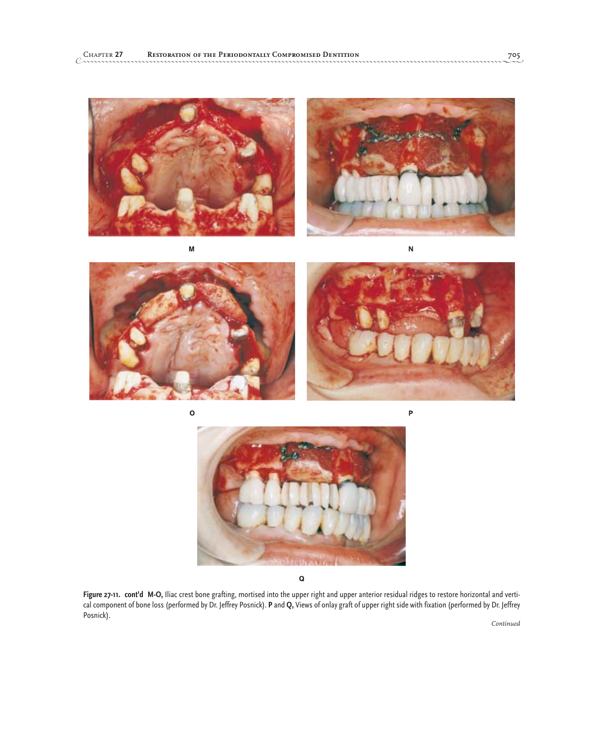M

N

O

P

Q

**Figure 27-11. cont'd M-O,** Iliac crest bone grafting, mortised into the upper right and upper anterior residual ridges to restore horizontal and vertical component of bone loss (performed by Dr. Jeffrey Posnick). **P** and **Q,** Views of onlay graft of upper right side with fixation (performed by Dr. Jeffrey Posnick).

*Continued*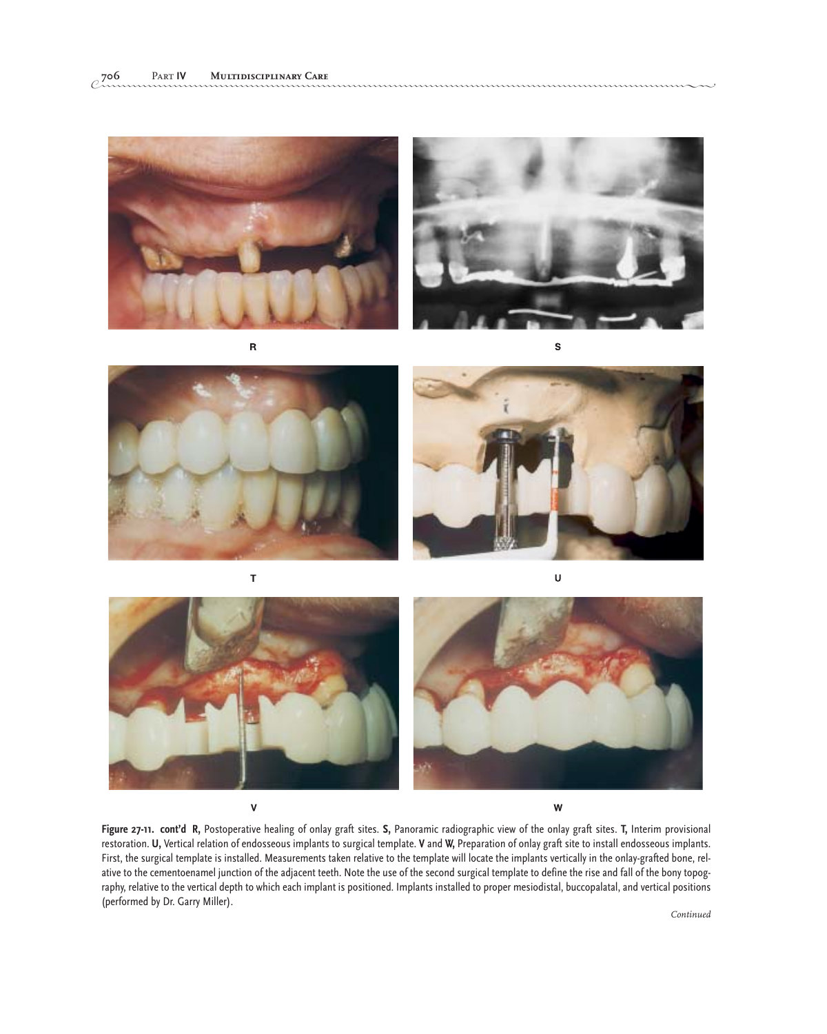R

S

T

U

V

W

**Figure 27-11. cont'd** **R,** Postoperative healing of onlay graft sites. **S,** Panoramic radiographic view of the onlay graft sites. **T,** Interim provisional restoration. **U,** Vertical relation of endosseous implants to surgical template. **V** and **W,** Preparation of onlay graft site to install endosseous implants. First, the surgical template is installed. Measurements taken relative to the template will locate the implants vertically in the onlay-grafted bone, relative to the cementoenamel junction of the adjacent teeth. Note the use of the second surgical template to define the rise and fall of the bony topography, relative to the vertical depth to which each implant is positioned. Implants installed to proper mesiodistal, buccopalatal, and vertical positions (performed by Dr. Garry Miller).

*Continued*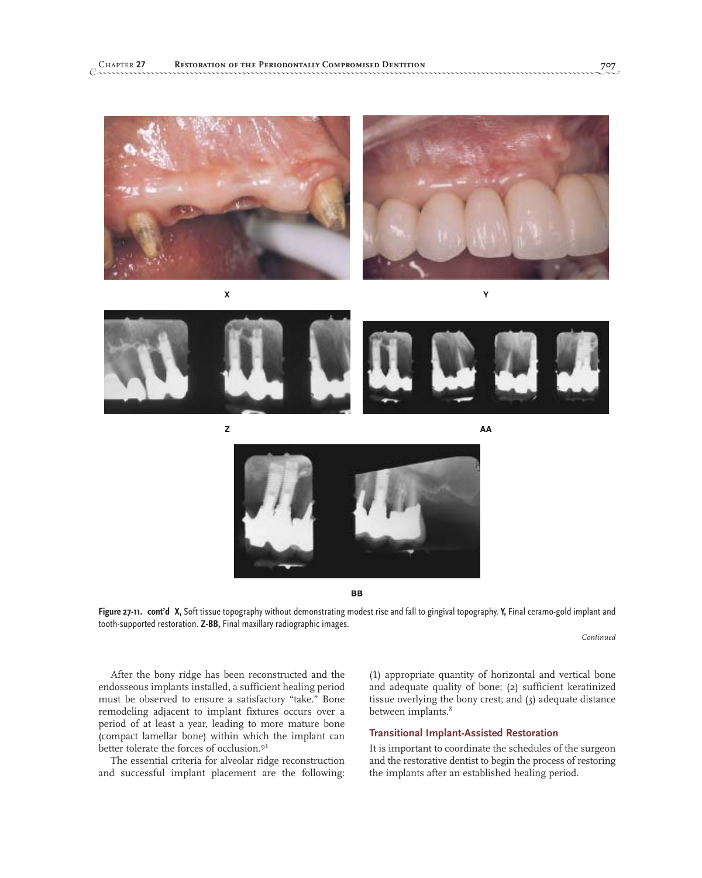X

Y

Z

AA

BB

**Figure 27-11. cont'd X,** Soft tissue topography without demonstrating modest rise and fall to gingival topography. **Y,** Final ceramo-gold implant and tooth-supported restoration. **Z-BB,** Final maxillary radiographic images.

*Continued*

After the bony ridge has been reconstructed and the endosseous implants installed, a sufficient healing period must be observed to ensure a satisfactory "take." Bone remodeling adjacent to implant fixtures occurs over a period of at least a year, leading to more mature bone (compact lamellar bone) within which the implant can better tolerate the forces of occlusion.[91]

The essential criteria for alveolar ridge reconstruction and successful implant placement are the following: (1) appropriate quantity of horizontal and vertical bone and adequate quality of bone; (2) sufficient keratinized tissue overlying the bony crest; and (3) adequate distance between implants.[8]

### Transitional Implant-Assisted Restoration

It is important to coordinate the schedules of the surgeon and the restorative dentist to begin the process of restoring the implants after an established healing period.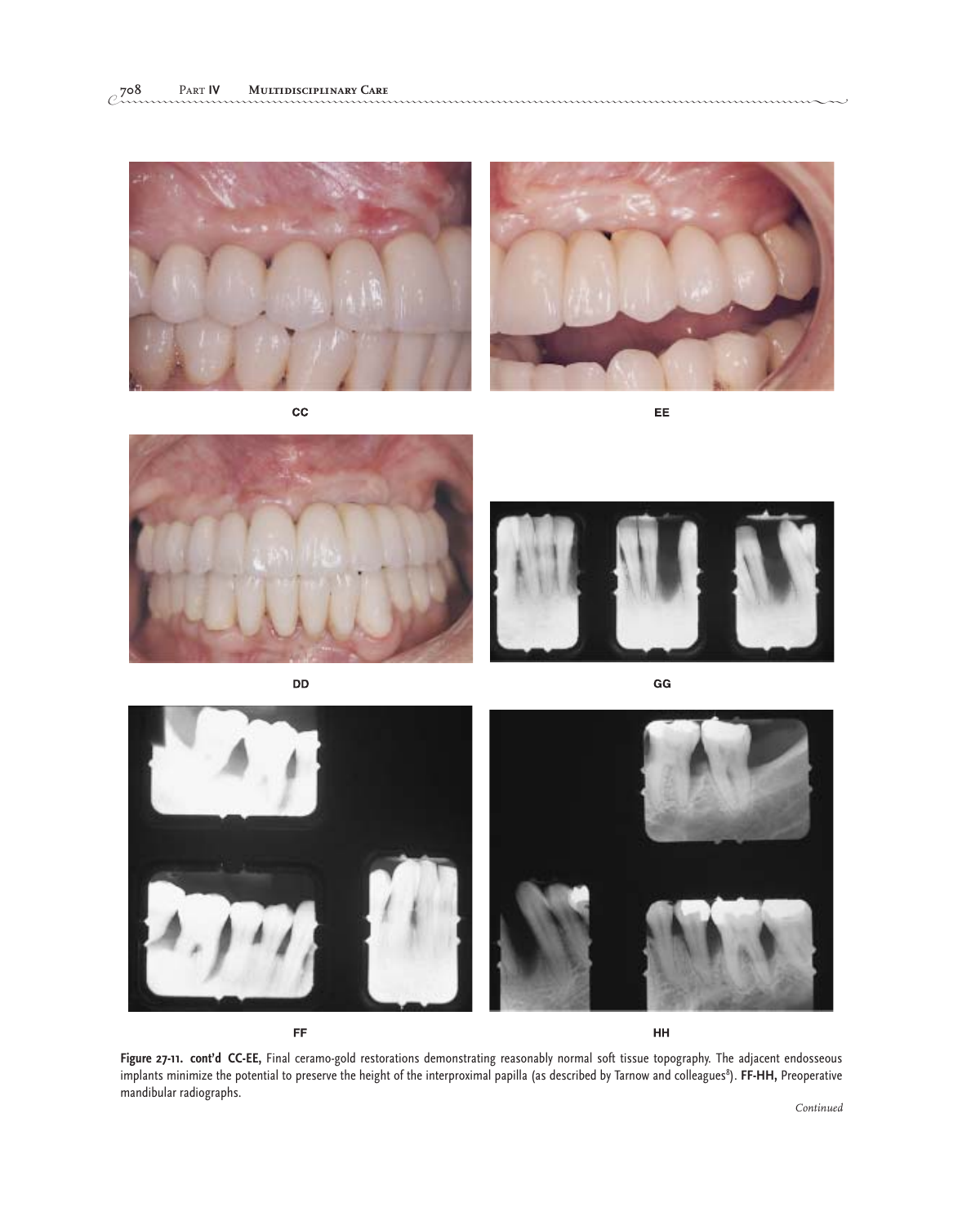CC

EE

DD

GG

FF

HH

**Figure 27-11. cont'd CC-EE,** Final ceramo-gold restorations demonstrating reasonably normal soft tissue topography. The adjacent endosseous implants minimize the potential to preserve the height of the interproximal papilla (as described by Tarnow and colleagues[8]). **FF-HH,** Preoperative mandibular radiographs.

*Continued*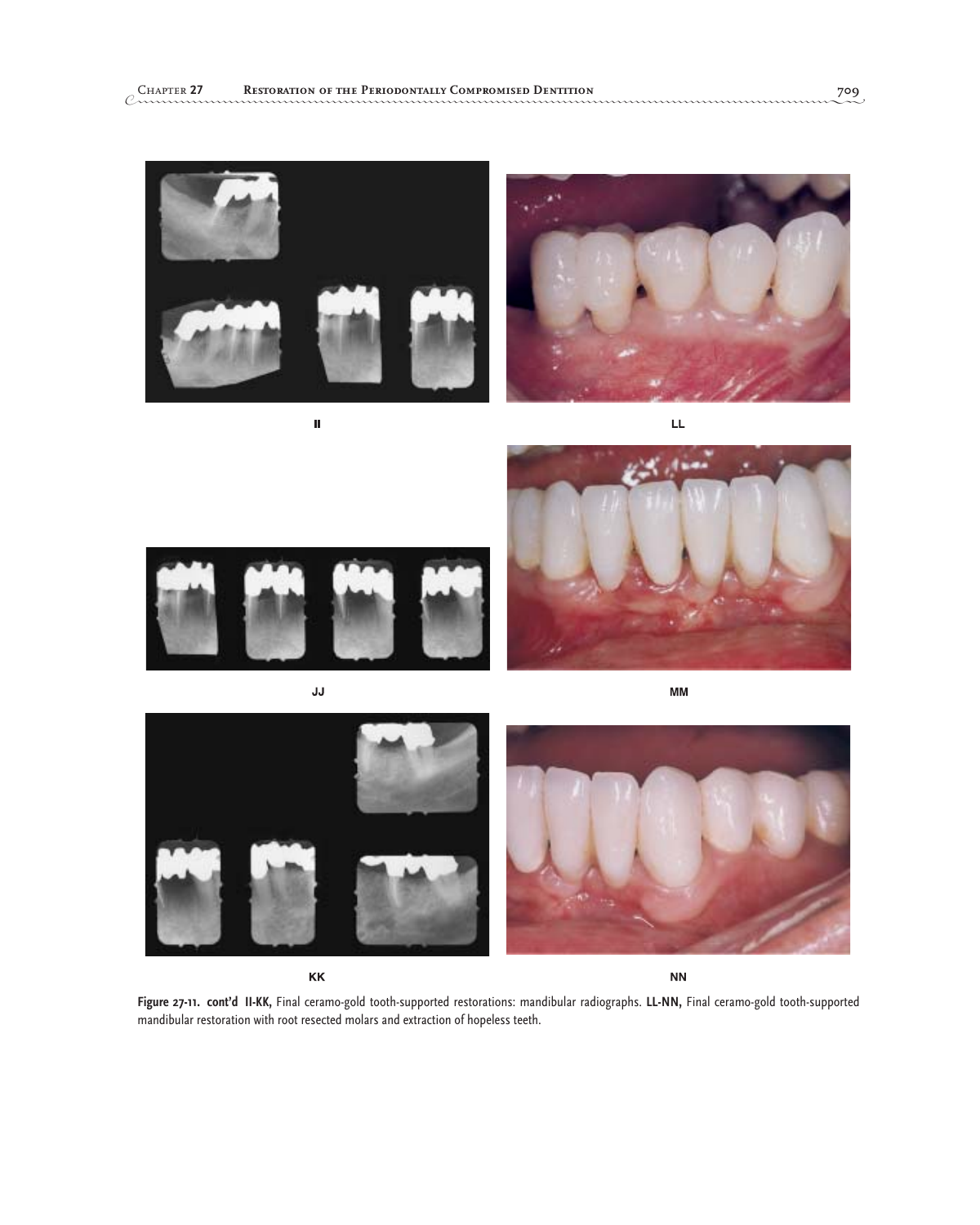II

LL

JJ

MM

KK

NN

**Figure 27-11. cont'd II-KK,** Final ceramo-gold tooth-supported restorations: mandibular radiographs. **LL-NN,** Final ceramo-gold tooth-supported mandibular restoration with root resected molars and extraction of hopeless teeth.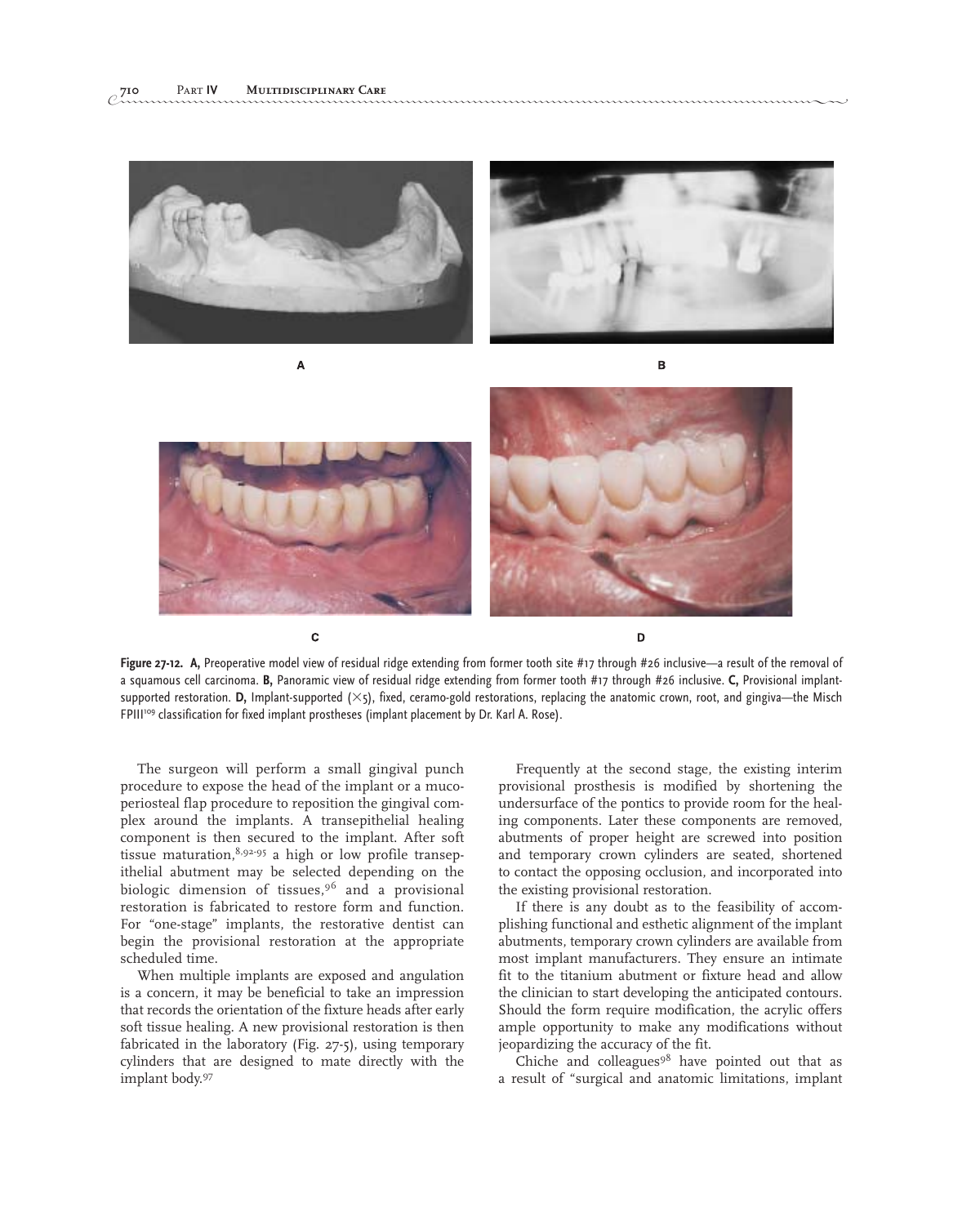A

B

C

D

**Figure 27-12.** **A,** Preoperative model view of residual ridge extending from former tooth site #17 through #26 inclusive—a result of the removal of a squamous cell carcinoma. **B,** Panoramic view of residual ridge extending from former tooth #17 through #26 inclusive. **C,** Provisional implant-supported restoration. **D,** Implant-supported (×5), fixed, ceramo-gold restorations, replacing the anatomic crown, root, and gingiva—the Misch FPIII[109] classification for fixed implant prostheses (implant placement by Dr. Karl A. Rose).

The surgeon will perform a small gingival punch procedure to expose the head of the implant or a mucoperiosteal flap procedure to reposition the gingival complex around the implants. A transepithelial healing component is then secured to the implant. After soft tissue maturation,[8,92-95] a high or low profile transepithelial abutment may be selected depending on the biologic dimension of tissues,[96] and a provisional restoration is fabricated to restore form and function. For "one-stage" implants, the restorative dentist can begin the provisional restoration at the appropriate scheduled time.

When multiple implants are exposed and angulation is a concern, it may be beneficial to take an impression that records the orientation of the fixture heads after early soft tissue healing. A new provisional restoration is then fabricated in the laboratory (Fig. 27-5), using temporary cylinders that are designed to mate directly with the implant body.[97]

Frequently at the second stage, the existing interim provisional prosthesis is modified by shortening the undersurface of the pontics to provide room for the healing components. Later these components are removed, abutments of proper height are screwed into position and temporary crown cylinders are seated, shortened to contact the opposing occlusion, and incorporated into the existing provisional restoration.

If there is any doubt as to the feasibility of accomplishing functional and esthetic alignment of the implant abutments, temporary crown cylinders are available from most implant manufacturers. They ensure an intimate fit to the titanium abutment or fixture head and allow the clinician to start developing the anticipated contours. Should the form require modification, the acrylic offers ample opportunity to make any modifications without jeopardizing the accuracy of the fit.

Chiche and colleagues[98] have pointed out that as a result of "surgical and anatomic limitations, implant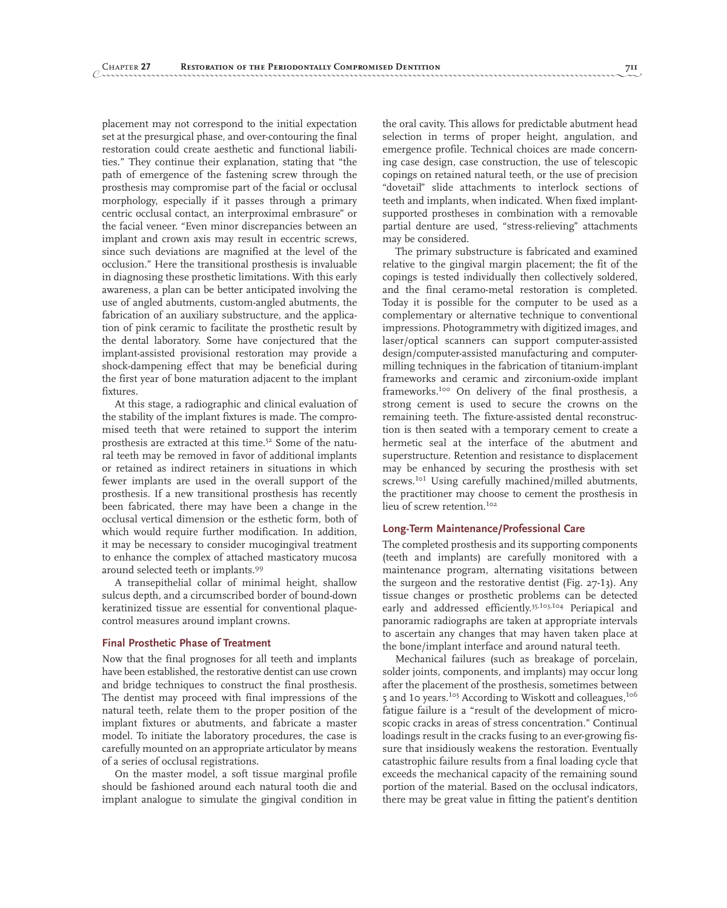placement may not correspond to the initial expectation set at the presurgical phase, and over-contouring the final restoration could create aesthetic and functional liabilities." They continue their explanation, stating that "the path of emergence of the fastening screw through the prosthesis may compromise part of the facial or occlusal morphology, especially if it passes through a primary centric occlusal contact, an interproximal embrasure" or the facial veneer. "Even minor discrepancies between an implant and crown axis may result in eccentric screws, since such deviations are magnified at the level of the occlusion." Here the transitional prosthesis is invaluable in diagnosing these prosthetic limitations. With this early awareness, a plan can be better anticipated involving the use of angled abutments, custom-angled abutments, the fabrication of an auxiliary substructure, and the application of pink ceramic to facilitate the prosthetic result by the dental laboratory. Some have conjectured that the implant-assisted provisional restoration may provide a shock-dampening effect that may be beneficial during the first year of bone maturation adjacent to the implant fixtures.

At this stage, a radiographic and clinical evaluation of the stability of the implant fixtures is made. The compromised teeth that were retained to support the interim prosthesis are extracted at this time.[52] Some of the natural teeth may be removed in favor of additional implants or retained as indirect retainers in situations in which fewer implants are used in the overall support of the prosthesis. If a new transitional prosthesis has recently been fabricated, there may have been a change in the occlusal vertical dimension or the esthetic form, both of which would require further modification. In addition, it may be necessary to consider mucogingival treatment to enhance the complex of attached masticatory mucosa around selected teeth or implants.[99]

A transepithelial collar of minimal height, shallow sulcus depth, and a circumscribed border of bound-down keratinized tissue are essential for conventional plaque-control measures around implant crowns.

### Final Prosthetic Phase of Treatment

Now that the final prognoses for all teeth and implants have been established, the restorative dentist can use crown and bridge techniques to construct the final prosthesis. The dentist may proceed with final impressions of the natural teeth, relate them to the proper position of the implant fixtures or abutments, and fabricate a master model. To initiate the laboratory procedures, the case is carefully mounted on an appropriate articulator by means of a series of occlusal registrations.

On the master model, a soft tissue marginal profile should be fashioned around each natural tooth die and implant analogue to simulate the gingival condition in the oral cavity. This allows for predictable abutment head selection in terms of proper height, angulation, and emergence profile. Technical choices are made concerning case design, case construction, the use of telescopic copings on retained natural teeth, or the use of precision "dovetail" slide attachments to interlock sections of teeth and implants, when indicated. When fixed implant-supported prostheses in combination with a removable partial denture are used, "stress-relieving" attachments may be considered.

The primary substructure is fabricated and examined relative to the gingival margin placement; the fit of the copings is tested individually then collectively soldered, and the final ceramo-metal restoration is completed. Today it is possible for the computer to be used as a complementary or alternative technique to conventional impressions. Photogrammetry with digitized images, and laser/optical scanners can support computer-assisted design/computer-assisted manufacturing and computer-milling techniques in the fabrication of titanium-implant frameworks and ceramic and zirconium-oxide implant frameworks.[100] On delivery of the final prosthesis, a strong cement is used to secure the crowns on the remaining teeth. The fixture-assisted dental reconstruction is then seated with a temporary cement to create a hermetic seal at the interface of the abutment and superstructure. Retention and resistance to displacement may be enhanced by securing the prosthesis with set screws.[101] Using carefully machined/milled abutments, the practitioner may choose to cement the prosthesis in lieu of screw retention.[102]

### Long-Term Maintenance/Professional Care

The completed prosthesis and its supporting components (teeth and implants) are carefully monitored with a maintenance program, alternating visitations between the surgeon and the restorative dentist (Fig. 27-13). Any tissue changes or prosthetic problems can be detected early and addressed efficiently.[35,103,104] Periapical and panoramic radiographs are taken at appropriate intervals to ascertain any changes that may haven taken place at the bone/implant interface and around natural teeth.

Mechanical failures (such as breakage of porcelain, solder joints, components, and implants) may occur long after the placement of the prosthesis, sometimes between 5 and 10 years.[105] According to Wiskott and colleagues,[106] fatigue failure is a "result of the development of microscopic cracks in areas of stress concentration." Continual loadings result in the cracks fusing to an ever-growing fissure that insidiously weakens the restoration. Eventually catastrophic failure results from a final loading cycle that exceeds the mechanical capacity of the remaining sound portion of the material. Based on the occlusal indicators, there may be great value in fitting the patient's dentition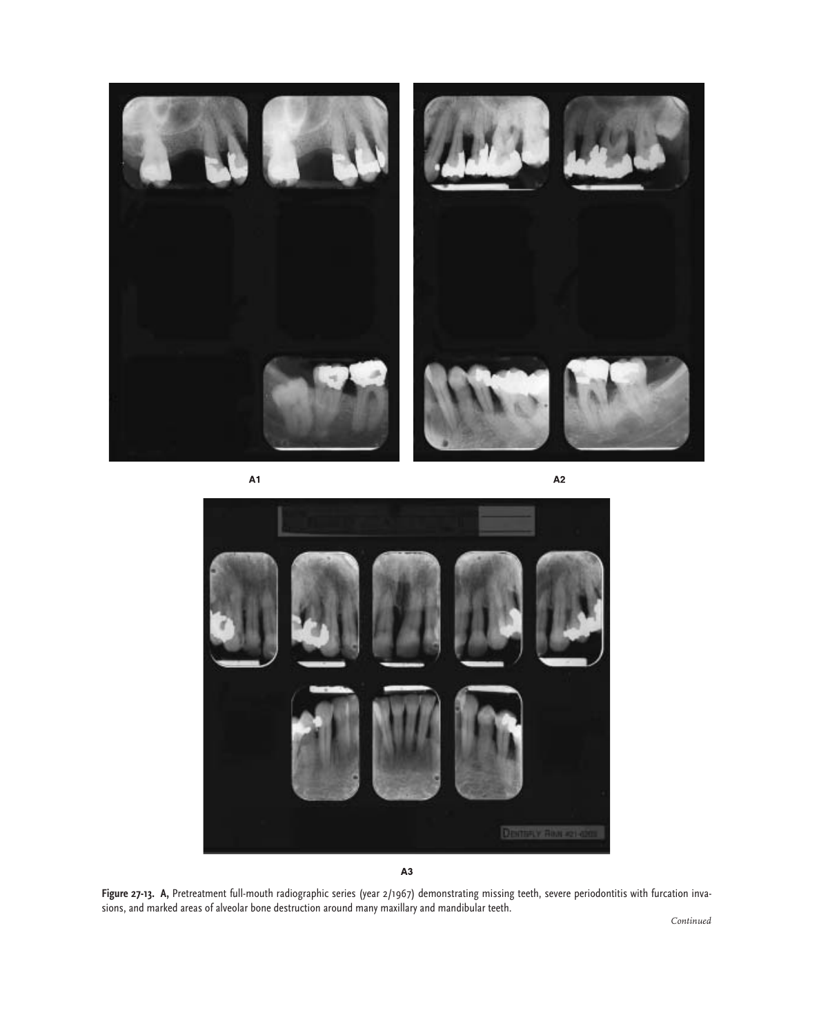A1

A2

A3

**Figure 27-13.** **A,** Pretreatment full-mouth radiographic series (year 2/1967) demonstrating missing teeth, severe periodontitis with furcation invasions, and marked areas of alveolar bone destruction around many maxillary and mandibular teeth.

*Continued*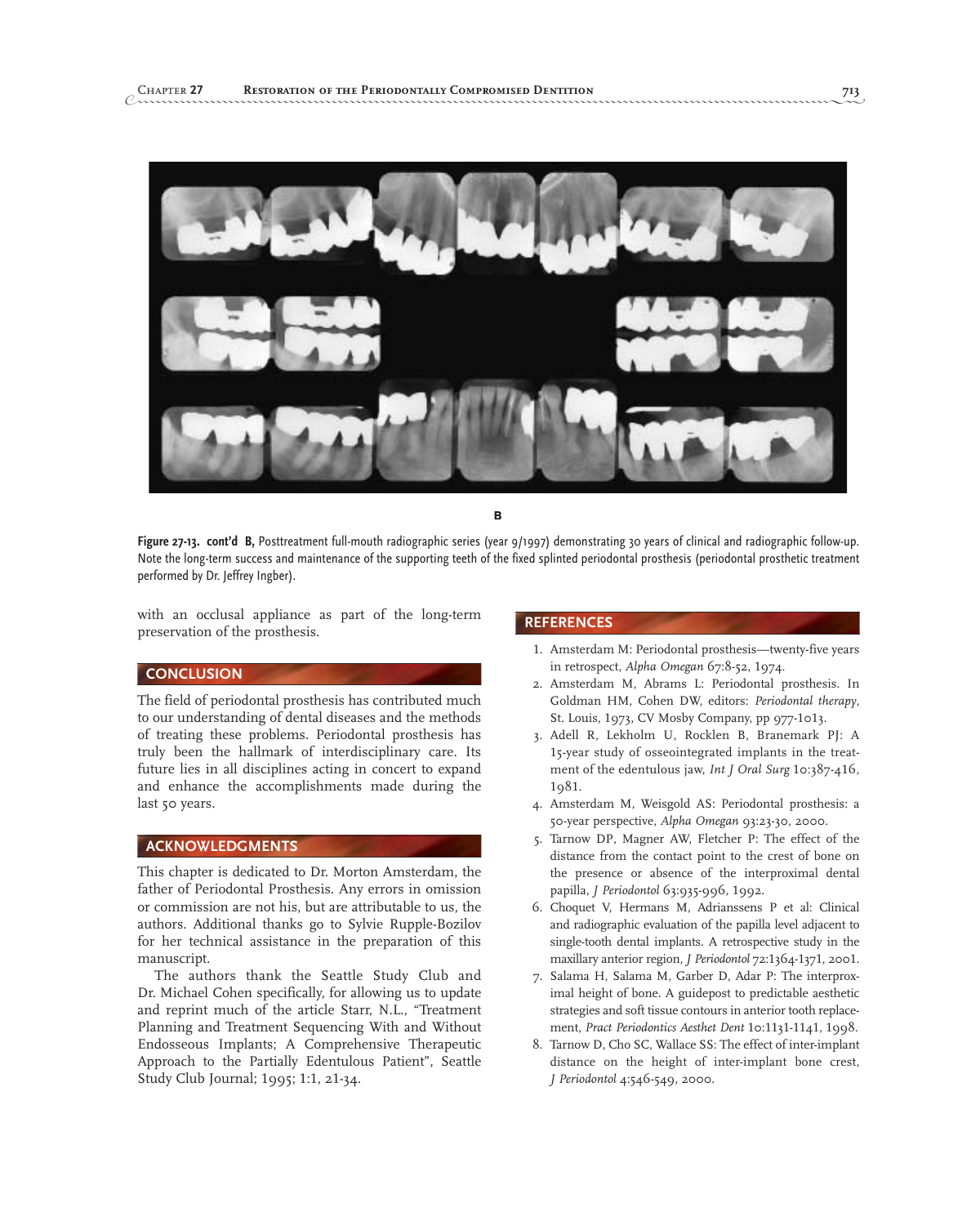B

**Figure 27-13. cont'd B,** Posttreatment full-mouth radiographic series (year 9/1997) demonstrating 30 years of clinical and radiographic follow-up. Note the long-term success and maintenance of the supporting teeth of the fixed splinted periodontal prosthesis (periodontal prosthetic treatment performed by Dr. Jeffrey Ingber).

with an occlusal appliance as part of the long-term preservation of the prosthesis.

## CONCLUSION

The field of periodontal prosthesis has contributed much to our understanding of dental diseases and the methods of treating these problems. Periodontal prosthesis has truly been the hallmark of interdisciplinary care. Its future lies in all disciplines acting in concert to expand and enhance the accomplishments made during the last 50 years.

## ACKNOWLEDGMENTS

This chapter is dedicated to Dr. Morton Amsterdam, the father of Periodontal Prosthesis. Any errors in omission or commission are not his, but are attributable to us, the authors. Additional thanks go to Sylvie Rupple-Bozilov for her technical assistance in the preparation of this manuscript.

The authors thank the Seattle Study Club and Dr. Michael Cohen specifically, for allowing us to update and reprint much of the article Starr, N.L., "Treatment Planning and Treatment Sequencing With and Without Endosseous Implants; A Comprehensive Therapeutic Approach to the Partially Edentulous Patient", Seattle Study Club Journal; 1995; 1:1, 21-34.

## REFERENCES

1. Amsterdam M: Periodontal prosthesis—twenty-five years in retrospect, *Alpha Omegan* 67:8-52, 1974.
2. Amsterdam M, Abrams L: Periodontal prosthesis. In Goldman HM, Cohen DW, editors: *Periodontal therapy*, St. Louis, 1973, CV Mosby Company, pp 977-1013.
3. Adell R, Lekholm U, Rocklen B, Branemark PJ: A 15-year study of osseointegrated implants in the treatment of the edentulous jaw, *Int J Oral Surg* 10:387-416, 1981.
4. Amsterdam M, Weisgold AS: Periodontal prosthesis: a 50-year perspective, *Alpha Omegan* 93:23-30, 2000.
5. Tarnow DP, Magner AW, Fletcher P: The effect of the distance from the contact point to the crest of bone on the presence or absence of the interproximal dental papilla, *J Periodontol* 63:935-996, 1992.
6. Choquet V, Hermans M, Adrianssens P et al: Clinical and radiographic evaluation of the papilla level adjacent to single-tooth dental implants. A retrospective study in the maxillary anterior region, *J Periodontol* 72:1364-1371, 2001.
7. Salama H, Salama M, Garber D, Adar P: The interproximal height of bone. A guidepost to predictable aesthetic strategies and soft tissue contours in anterior tooth replacement, *Pract Periodontics Aesthet Dent* 10:1131-1141, 1998.
8. Tarnow D, Cho SC, Wallace SS: The effect of inter-implant distance on the height of inter-implant bone crest, *J Periodontol* 4:546-549, 2000.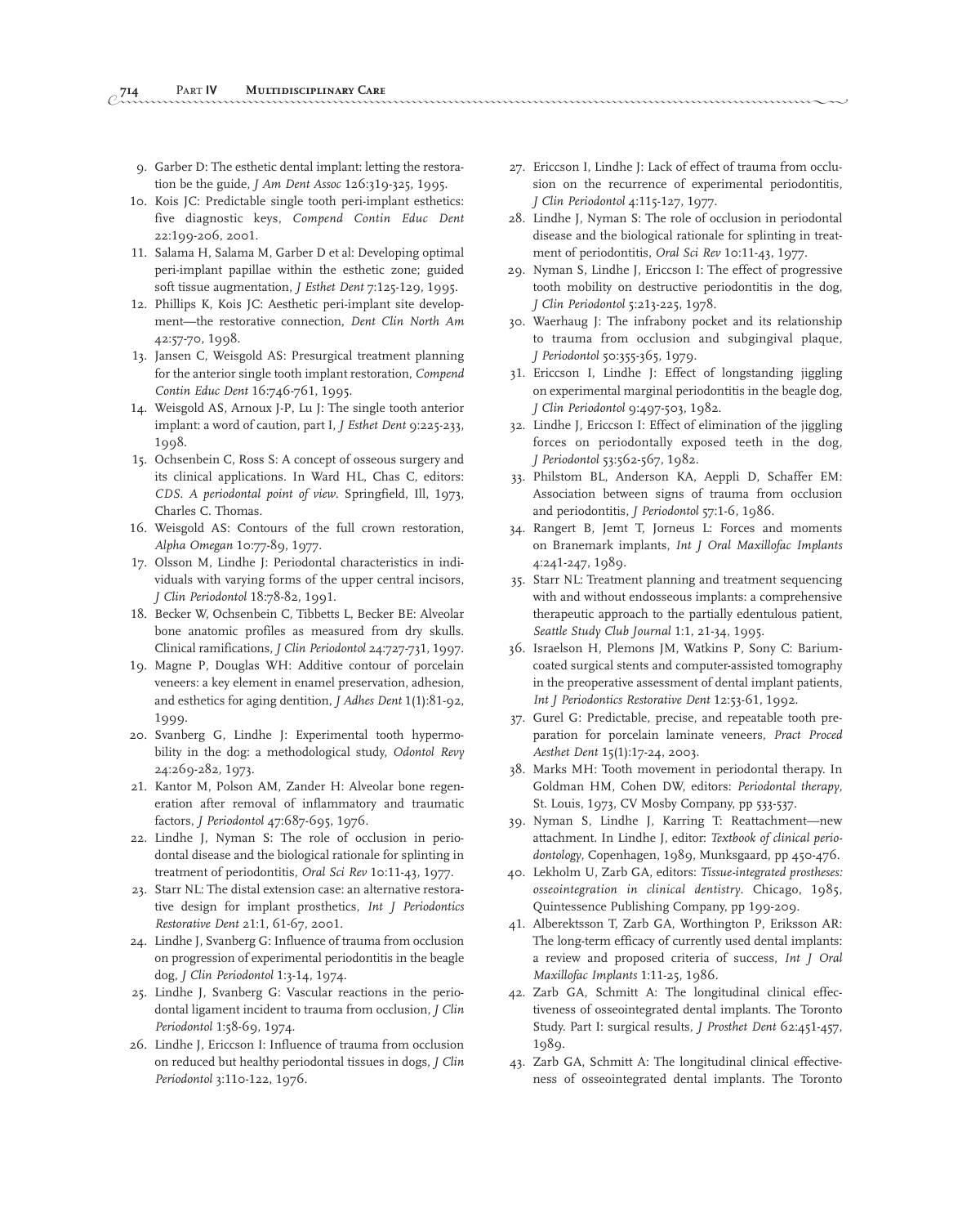9. Garber D: The esthetic dental implant: letting the restoration be the guide, *J Am Dent Assoc* 126:319-325, 1995.
10. Kois JC: Predictable single tooth peri-implant esthetics: five diagnostic keys, *Compend Contin Educ Dent* 22:199-206, 2001.
11. Salama H, Salama M, Garber D et al: Developing optimal peri-implant papillae within the esthetic zone; guided soft tissue augmentation, *J Esthet Dent* 7:125-129, 1995.
12. Phillips K, Kois JC: Aesthetic peri-implant site development—the restorative connection, *Dent Clin North Am* 42:57-70, 1998.
13. Jansen C, Weisgold AS: Presurgical treatment planning for the anterior single tooth implant restoration, *Compend Contin Educ Dent* 16:746-761, 1995.
14. Weisgold AS, Arnoux J-P, Lu J: The single tooth anterior implant: a word of caution, part I, *J Esthet Dent* 9:225-233, 1998.
15. Ochsenbein C, Ross S: A concept of osseous surgery and its clinical applications. In Ward HL, Chas C, editors: *CDS. A periodontal point of view*. Springfield, Ill, 1973, Charles C. Thomas.
16. Weisgold AS: Contours of the full crown restoration, *Alpha Omegan* 10:77-89, 1977.
17. Olsson M, Lindhe J: Periodontal characteristics in individuals with varying forms of the upper central incisors, *J Clin Periodontol* 18:78-82, 1991.
18. Becker W, Ochsenbein C, Tibbetts L, Becker BE: Alveolar bone anatomic profiles as measured from dry skulls. Clinical ramifications, *J Clin Periodontol* 24:727-731, 1997.
19. Magne P, Douglas WH: Additive contour of porcelain veneers: a key element in enamel preservation, adhesion, and esthetics for aging dentition, *J Adhes Dent* 1(1):81-92, 1999.
20. Svanberg G, Lindhe J: Experimental tooth hypermobility in the dog: a methodological study, *Odontol Revy* 24:269-282, 1973.
21. Kantor M, Polson AM, Zander H: Alveolar bone regeneration after removal of inflammatory and traumatic factors, *J Periodontol* 47:687-695, 1976.
22. Lindhe J, Nyman S: The role of occlusion in periodontal disease and the biological rationale for splinting in treatment of periodontitis, *Oral Sci Rev* 10:11-43, 1977.
23. Starr NL: The distal extension case: an alternative restorative design for implant prosthetics, *Int J Periodontics Restorative Dent* 21:1, 61-67, 2001.
24. Lindhe J, Svanberg G: Influence of trauma from occlusion on progression of experimental periodontitis in the beagle dog, *J Clin Periodontol* 1:3-14, 1974.
25. Lindhe J, Svanberg G: Vascular reactions in the periodontal ligament incident to trauma from occlusion, *J Clin Periodontol* 1:58-69, 1974.
26. Lindhe J, Ericcson I: Influence of trauma from occlusion on reduced but healthy periodontal tissues in dogs, *J Clin Periodontol* 3:110-122, 1976.
27. Ericcson I, Lindhe J: Lack of effect of trauma from occlusion on the recurrence of experimental periodontitis, *J Clin Periodontol* 4:115-127, 1977.
28. Lindhe J, Nyman S: The role of occlusion in periodontal disease and the biological rationale for splinting in treatment of periodontitis, *Oral Sci Rev* 10:11-43, 1977.
29. Nyman S, Lindhe J, Ericcson I: The effect of progressive tooth mobility on destructive periodontitis in the dog, *J Clin Periodontol* 5:213-225, 1978.
30. Waerhaug J: The infrabony pocket and its relationship to trauma from occlusion and subgingival plaque, *J Periodontol* 50:355-365, 1979.
31. Ericcson I, Lindhe J: Effect of longstanding jiggling on experimental marginal periodontitis in the beagle dog, *J Clin Periodontol* 9:497-503, 1982.
32. Lindhe J, Ericcson I: Effect of elimination of the jiggling forces on periodontally exposed teeth in the dog, *J Periodontol* 53:562-567, 1982.
33. Philstom BL, Anderson KA, Aeppli D, Schaffer EM: Association between signs of trauma from occlusion and periodontitis, *J Periodontol* 57:1-6, 1986.
34. Rangert B, Jemt T, Jorneus L: Forces and moments on Branemark implants, *Int J Oral Maxillofac Implants* 4:241-247, 1989.
35. Starr NL: Treatment planning and treatment sequencing with and without endosseous implants: a comprehensive therapeutic approach to the partially edentulous patient, *Seattle Study Club Journal* 1:1, 21-34, 1995.
36. Israelson H, Plemons JM, Watkins P, Sony C: Barium-coated surgical stents and computer-assisted tomography in the preoperative assessment of dental implant patients, *Int J Periodontics Restorative Dent* 12:53-61, 1992.
37. Gurel G: Predictable, precise, and repeatable tooth preparation for porcelain laminate veneers, *Pract Proced Aesthet Dent* 15(1):17-24, 2003.
38. Marks MH: Tooth movement in periodontal therapy. In Goldman HM, Cohen DW, editors: *Periodontal therapy*, St. Louis, 1973, CV Mosby Company, pp 533-537.
39. Nyman S, Lindhe J, Karring T: Reattachment—new attachment. In Lindhe J, editor: *Textbook of clinical periodontology*, Copenhagen, 1989, Munksgaard, pp 450-476.
40. Lekholm U, Zarb GA, editors: *Tissue-integrated prostheses: osseointegration in clinical dentistry*. Chicago, 1985, Quintessence Publishing Company, pp 199-209.
41. Alberektsson T, Zarb GA, Worthington P, Eriksson AR: The long-term efficacy of currently used dental implants: a review and proposed criteria of success, *Int J Oral Maxillofac Implants* 1:11-25, 1986.
42. Zarb GA, Schmitt A: The longitudinal clinical effectiveness of osseointegrated dental implants. The Toronto Study. Part I: surgical results, *J Prosthet Dent* 62:451-457, 1989.
43. Zarb GA, Schmitt A: The longitudinal clinical effectiveness of osseointegrated dental implants. The Toronto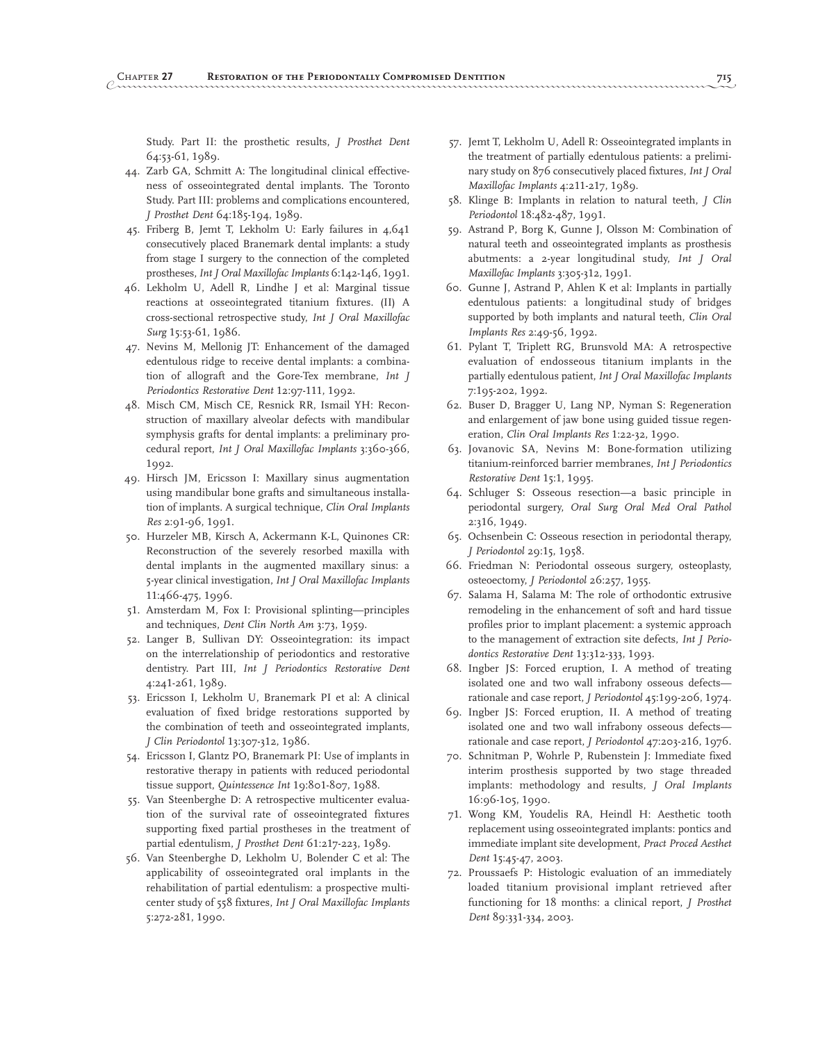Study. Part II: the prosthetic results, *J Prosthet Dent* 64:53-61, 1989.

44. Zarb GA, Schmitt A: The longitudinal clinical effectiveness of osseointegrated dental implants. The Toronto Study. Part III: problems and complications encountered, *J Prosthet Dent* 64:185-194, 1989.
45. Friberg B, Jemt T, Lekholm U: Early failures in 4,641 consecutively placed Branemark dental implants: a study from stage I surgery to the connection of the completed prostheses, *Int J Oral Maxillofac Implants* 6:142-146, 1991.
46. Lekholm U, Adell R, Lindhe J et al: Marginal tissue reactions at osseointegrated titanium fixtures. (II) A cross-sectional retrospective study, *Int J Oral Maxillofac Surg* 15:53-61, 1986.
47. Nevins M, Mellonig JT: Enhancement of the damaged edentulous ridge to receive dental implants: a combination of allograft and the Gore-Tex membrane, *Int J Periodontics Restorative Dent* 12:97-111, 1992.
48. Misch CM, Misch CE, Resnick RR, Ismail YH: Reconstruction of maxillary alveolar defects with mandibular symphysis grafts for dental implants: a preliminary procedural report, *Int J Oral Maxillofac Implants* 3:360-366, 1992.
49. Hirsch JM, Ericsson I: Maxillary sinus augmentation using mandibular bone grafts and simultaneous installation of implants. A surgical technique, *Clin Oral Implants Res* 2:91-96, 1991.
50. Hurzeler MB, Kirsch A, Ackermann K-L, Quinones CR: Reconstruction of the severely resorbed maxilla with dental implants in the augmented maxillary sinus: a 5-year clinical investigation, *Int J Oral Maxillofac Implants* 11:466-475, 1996.
51. Amsterdam M, Fox I: Provisional splinting—principles and techniques, *Dent Clin North Am* 3:73, 1959.
52. Langer B, Sullivan DY: Osseointegration: its impact on the interrelationship of periodontics and restorative dentistry. Part III, *Int J Periodontics Restorative Dent* 4:241-261, 1989.
53. Ericsson I, Lekholm U, Branemark PI et al: A clinical evaluation of fixed bridge restorations supported by the combination of teeth and osseointegrated implants, *J Clin Periodontol* 13:307-312, 1986.
54. Ericsson I, Glantz PO, Branemark PI: Use of implants in restorative therapy in patients with reduced periodontal tissue support, *Quintessence Int* 19:801-807, 1988.
55. Van Steenberghe D: A retrospective multicenter evaluation of the survival rate of osseointegrated fixtures supporting fixed partial prostheses in the treatment of partial edentulism, *J Prosthet Dent* 61:217-223, 1989.
56. Van Steenberghe D, Lekholm U, Bolender C et al: The applicability of osseointegrated oral implants in the rehabilitation of partial edentulism: a prospective multicenter study of 558 fixtures, *Int J Oral Maxillofac Implants* 5:272-281, 1990.
57. Jemt T, Lekholm U, Adell R: Osseointegrated implants in the treatment of partially edentulous patients: a preliminary study on 876 consecutively placed fixtures, *Int J Oral Maxillofac Implants* 4:211-217, 1989.
58. Klinge B: Implants in relation to natural teeth, *J Clin Periodontol* 18:482-487, 1991.
59. Astrand P, Borg K, Gunne J, Olsson M: Combination of natural teeth and osseointegrated implants as prosthesis abutments: a 2-year longitudinal study, *Int J Oral Maxillofac Implants* 3:305-312, 1991.
60. Gunne J, Astrand P, Ahlen K et al: Implants in partially edentulous patients: a longitudinal study of bridges supported by both implants and natural teeth, *Clin Oral Implants Res* 2:49-56, 1992.
61. Pylant T, Triplett RG, Brunsvold MA: A retrospective evaluation of endosseous titanium implants in the partially edentulous patient, *Int J Oral Maxillofac Implants* 7:195-202, 1992.
62. Buser D, Bragger U, Lang NP, Nyman S: Regeneration and enlargement of jaw bone using guided tissue regeneration, *Clin Oral Implants Res* 1:22-32, 1990.
63. Jovanovic SA, Nevins M: Bone-formation utilizing titanium-reinforced barrier membranes, *Int J Periodontics Restorative Dent* 15:1, 1995.
64. Schluger S: Osseous resection—a basic principle in periodontal surgery, *Oral Surg Oral Med Oral Pathol* 2:316, 1949.
65. Ochsenbein C: Osseous resection in periodontal therapy, *J Periodontol* 29:15, 1958.
66. Friedman N: Periodontal osseous surgery, osteoplasty, osteoectomy, *J Periodontol* 26:257, 1955.
67. Salama H, Salama M: The role of orthodontic extrusive remodeling in the enhancement of soft and hard tissue profiles prior to implant placement: a systemic approach to the management of extraction site defects, *Int J Periodontics Restorative Dent* 13:312-333, 1993.
68. Ingber JS: Forced eruption, I. A method of treating isolated one and two wall infrabony osseous defects—rationale and case report, *J Periodontol* 45:199-206, 1974.
69. Ingber JS: Forced eruption, II. A method of treating isolated one and two wall infrabony osseous defects—rationale and case report, *J Periodontol* 47:203-216, 1976.
70. Schnitman P, Wohrle P, Rubenstein J: Immediate fixed interim prosthesis supported by two stage threaded implants: methodology and results, *J Oral Implants* 16:96-105, 1990.
71. Wong KM, Youdelis RA, Heindl H: Aesthetic tooth replacement using osseointegrated implants: pontics and immediate implant site development, *Pract Proced Aesthet Dent* 15:45-47, 2003.
72. Proussaefs P: Histologic evaluation of an immediately loaded titanium provisional implant retrieved after functioning for 18 months: a clinical report, *J Prosthet Dent* 89:331-334, 2003.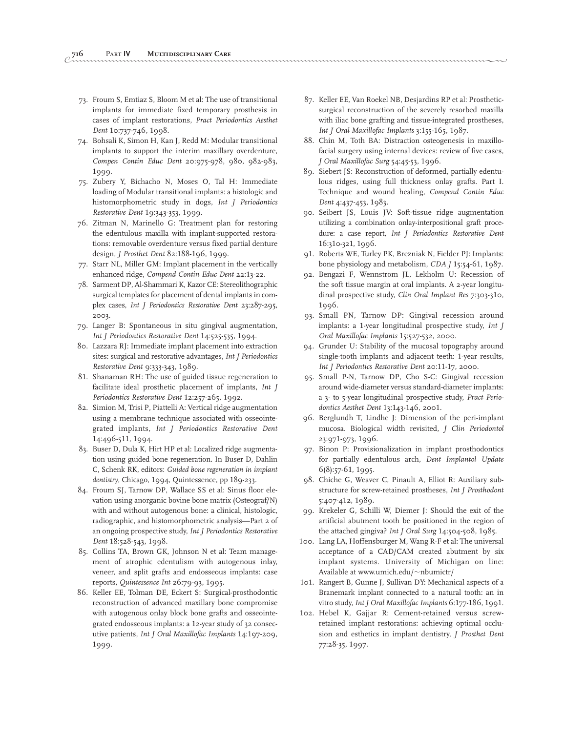73. Froum S, Emtiaz S, Bloom M et al: The use of transitional implants for immediate fixed temporary prosthesis in cases of implant restorations, *Pract Periodontics Aesthet Dent* 10:737-746, 1998.
74. Bohsali K, Simon H, Kan J, Redd M: Modular transitional implants to support the interim maxillary overdenture, *Compen Contin Educ Dent* 20:975-978, 980, 982-983, 1999.
75. Zubery Y, Bichacho N, Moses O, Tal H: Immediate loading of Modular transitional implants: a histologic and histomorphometric study in dogs, *Int J Periodontics Restorative Dent* 19:343-353, 1999.
76. Zitman N, Marinello G: Treatment plan for restoring the edentulous maxilla with implant-supported restorations: removable overdenture versus fixed partial denture design, *J Prosthet Dent* 82:188-196, 1999.
77. Starr NL, Miller GM: Implant placement in the vertically enhanced ridge, *Compend Contin Educ Dent* 22:13-22.
78. Sarment DP, Al-Shammari K, Kazor CE: Stereolithographic surgical templates for placement of dental implants in complex cases, *Int J Periodontics Restorative Dent* 23:287-295, 2003.
79. Langer B: Spontaneous in situ gingival augmentation, *Int J Periodontics Restorative Dent* 14:525-535, 1994.
80. Lazzara RJ: Immediate implant placement into extraction sites: surgical and restorative advantages, *Int J Periodontics Restorative Dent* 9:333-343, 1989.
81. Shanaman RH: The use of guided tissue regeneration to facilitate ideal prosthetic placement of implants, *Int J Periodontics Restorative Dent* 12:257-265, 1992.
82. Simion M, Trisi P, Piattelli A: Vertical ridge augmentation using a membrane technique associated with osseointegrated implants, *Int J Periodontics Restorative Dent* 14:496-511, 1994.
83. Buser D, Dula K, Hirt HP et al: Localized ridge augmentation using guided bone regeneration. In Buser D, Dahlin C, Schenk RK, editors: *Guided bone regeneration in implant dentistry*, Chicago, 1994, Quintessence, pp 189-233.
84. Froum SJ, Tarnow DP, Wallace SS et al: Sinus floor elevation using anorganic bovine bone matrix (Osteograf/N) with and without autogenous bone: a clinical, histologic, radiographic, and histomorphometric analysis—Part 2 of an ongoing prospective study, *Int J Periodontics Restorative Dent* 18:528-543, 1998.
85. Collins TA, Brown GK, Johnson N et al: Team management of atrophic edentulism with autogenous inlay, veneer, and split grafts and endosseous implants: case reports, *Quintessence Int* 26:79-93, 1995.
86. Keller EE, Tolman DE, Eckert S: Surgical-prosthodontic reconstruction of advanced maxillary bone compromise with autogenous onlay block bone grafts and osseointegrated endosseous implants: a 12-year study of 32 consecutive patients, *Int J Oral Maxillofac Implants* 14:197-209, 1999.
87. Keller EE, Van Roekel NB, Desjardins RP et al: Prosthetic-surgical reconstruction of the severely resorbed maxilla with iliac bone grafting and tissue-integrated prostheses, *Int J Oral Maxillofac Implants* 3:155-165, 1987.
88. Chin M, Toth BA: Distraction osteogenesis in maxillofacial surgery using internal devices: review of five cases, *J Oral Maxillofac Surg* 54:45-53, 1996.
89. Siebert JS: Reconstruction of deformed, partially edentulous ridges, using full thickness onlay grafts. Part I. Technique and wound healing, *Compend Contin Educ Dent* 4:437-453, 1983.
90. Seibert JS, Louis JV: Soft-tissue ridge augmentation utilizing a combination onlay-interpositional graft procedure: a case report, *Int J Periodontics Restorative Dent* 16:310-321, 1996.
91. Roberts WE, Turley PK, Brezniak N, Fielder PJ: Implants: bone physiology and metabolism, *CDA J* 15:54-61, 1987.
92. Bengazi F, Wennstrom JL, Lekholm U: Recession of the soft tissue margin at oral implants. A 2-year longitudinal prospective study, *Clin Oral Implant Res* 7:303-310, 1996.
93. Small PN, Tarnow DP: Gingival recession around implants: a 1-year longitudinal prospective study, *Int J Oral Maxillofac Implants* 15:527-532, 2000.
94. Grunder U: Stability of the mucosal topography around single-tooth implants and adjacent teeth: 1-year results, *Int J Periodontics Restorative Dent* 20:11-17, 2000.
95. Small P-N, Tarnow DP, Cho S-C: Gingival recession around wide-diameter versus standard-diameter implants: a 3- to 5-year longitudinal prospective study, *Pract Periodontics Aesthet Dent* 13:143-146, 2001.
96. Berglundh T, Lindhe J: Dimension of the peri-implant mucosa. Biological width revisited, *J Clin Periodontol* 23:971-973, 1996.
97. Binon P: Provisionalization in implant prosthodontics for partially edentulous arch, *Dent Implantol Update* 6(8):57-61, 1995.
98. Chiche G, Weaver C, Pinault A, Elliot R: Auxiliary substructure for screw-retained prostheses, *Int J Prosthodont* 5:407-412, 1989.
99. Krekeler G, Schilli W, Diemer J: Should the exit of the artificial abutment tooth be positioned in the region of the attached gingiva? *Int J Oral Surg* 14:504-508, 1985.
100. Lang LA, Hoffensburger M, Wang R-F et al: The universal acceptance of a CAD/CAM created abutment by six implant systems. University of Michigan on line: Available at www.umich.edu/~nbumictr/
101. Rangert B, Gunne J, Sullivan DY: Mechanical aspects of a Branemark implant connected to a natural tooth: an in vitro study, *Int J Oral Maxillofac Implants* 6:177-186, 1991.
102. Hebel K, Gajjar R: Cement-retained versus screw-retained implant restorations: achieving optimal occlusion and esthetics in implant dentistry, *J Prosthet Dent* 77:28-35, 1997.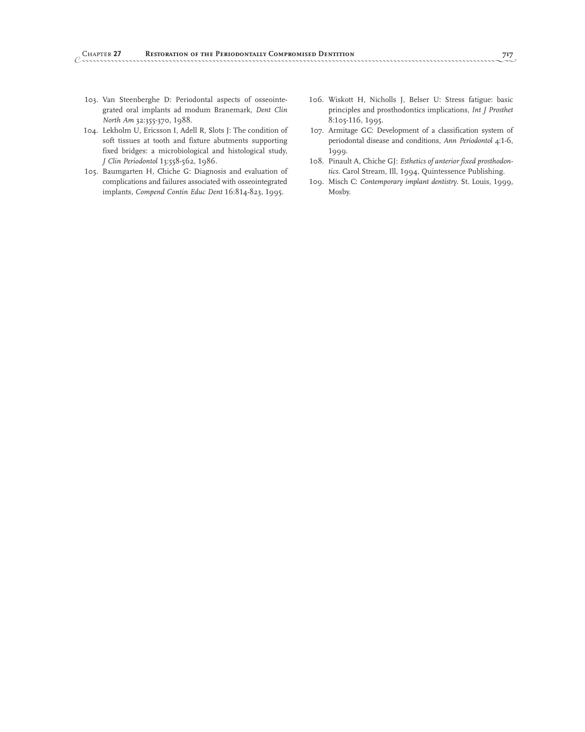103. Van Steenberghe D: Periodontal aspects of osseointegrated oral implants ad modum Branemark, *Dent Clin North Am* 32:355-370, 1988.
104. Lekholm U, Ericsson I, Adell R, Slots J: The condition of soft tissues at tooth and fixture abutments supporting fixed bridges: a microbiological and histological study, *J Clin Periodontol* 13:558-562, 1986.
105. Baumgarten H, Chiche G: Diagnosis and evaluation of complications and failures associated with osseointegrated implants, *Compend Contin Educ Dent* 16:814-823, 1995.
106. Wiskott H, Nicholls J, Belser U: Stress fatigue: basic principles and prosthodontics implications, *Int J Prosthet* 8:105-116, 1995.
107. Armitage GC: Development of a classification system of periodontal disease and conditions, *Ann Periodontol* 4:1-6, 1999.
108. Pinault A, Chiche GJ: *Esthetics of anterior fixed prosthodontics*. Carol Stream, Ill, 1994, Quintessence Publishing.
109. Misch C: *Contemporary implant dentistry*. St. Louis, 1999, Mosby.